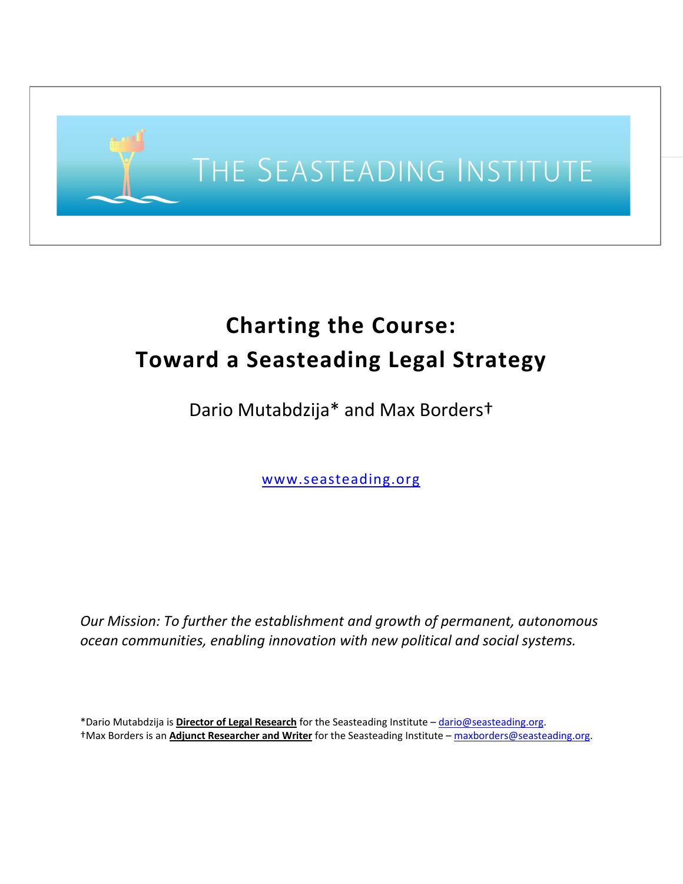THE SEASTEADING INSTITUTE

# Charting the Course: Toward a Seasteading Legal Strategy

Dario Mutabdzija* and Max Borders†

www.seasteading.org

*Our Mission: To further the establishment and growth of permanent, autonomous ocean communities, enabling innovation with new political and social systems.*

*Dario Mutabdzija is **Director of Legal Research** for the Seasteading Institute – dario@seasteading.org.
†Max Borders is an **Adjunct Researcher and Writer** for the Seasteading Institute – maxborders@seasteading.org.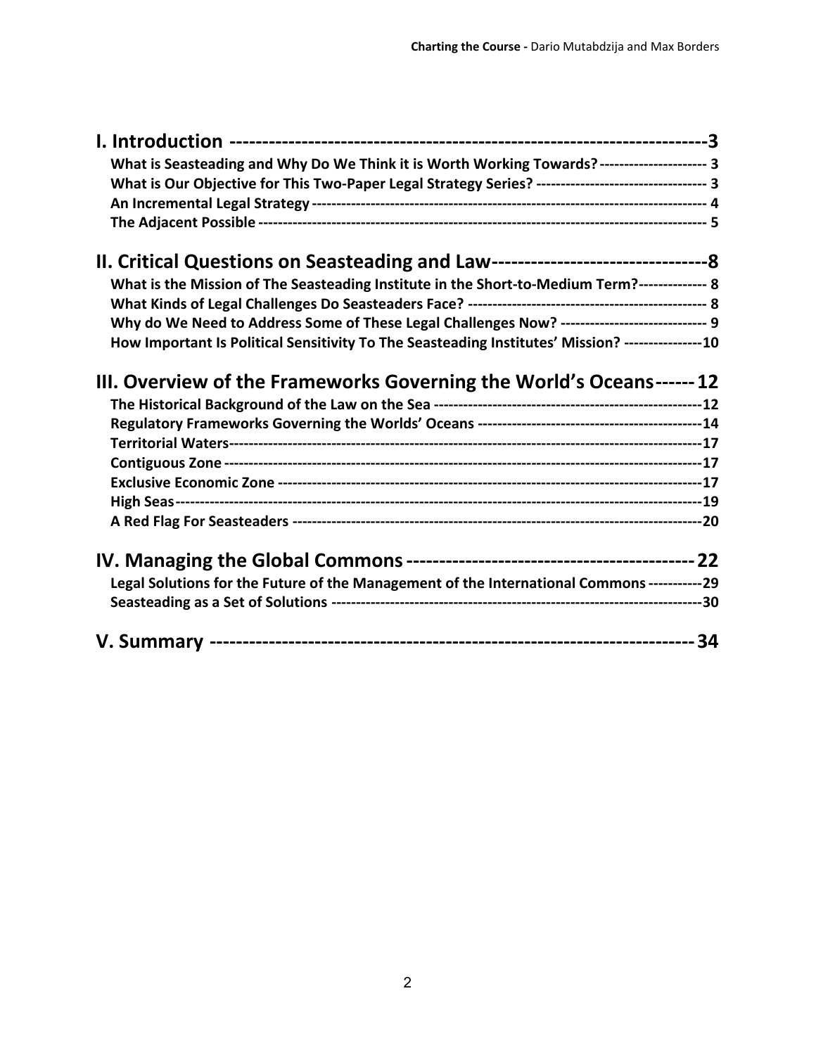**I. Introduction** ---------------------------------------------------------------------- 3

- What is Seasteading and Why Do We Think it is Worth Working Towards? ---------------------- 3
- What is Our Objective for This Two-Paper Legal Strategy Series? ---------------------------------- 3
- An Incremental Legal Strategy ------------------------------------------------------------------------------ 4
- The Adjacent Possible ---------------------------------------------------------------------------------------- 5

**II. Critical Questions on Seasteading and Law** -------------------------------- 8

- What is the Mission of The Seasteading Institute in the Short-to-Medium Term? ------------- 8
- What Kinds of Legal Challenges Do Seasteaders Face? ------------------------------------------------ 8
- Why do We Need to Address Some of These Legal Challenges Now? ------------------------------ 9
- How Important Is Political Sensitivity To The Seasteading Institutes' Mission? ---------------- 10

**III. Overview of the Frameworks Governing the World's Oceans** ------ 12

- The Historical Background of the Law on the Sea ----------------------------------------------------- 12
- Regulatory Frameworks Governing the Worlds' Oceans --------------------------------------------- 14
- Territorial Waters --------------------------------------------------------------------------------------------- 17
- Contiguous Zone ---------------------------------------------------------------------------------------------- 17
- Exclusive Economic Zone ----------------------------------------------------------------------------------- 17
- High Seas --------------------------------------------------------------------------------------------------------- 19
- A Red Flag For Seasteaders --------------------------------------------------------------------------------- 20

**IV. Managing the Global Commons** ------------------------------------------ 22

- Legal Solutions for the Future of the Management of the International Commons ----------- 29
- Seasteading as a Set of Solutions ------------------------------------------------------------------------ 30

**V. Summary** --------------------------------------------------------------------- 34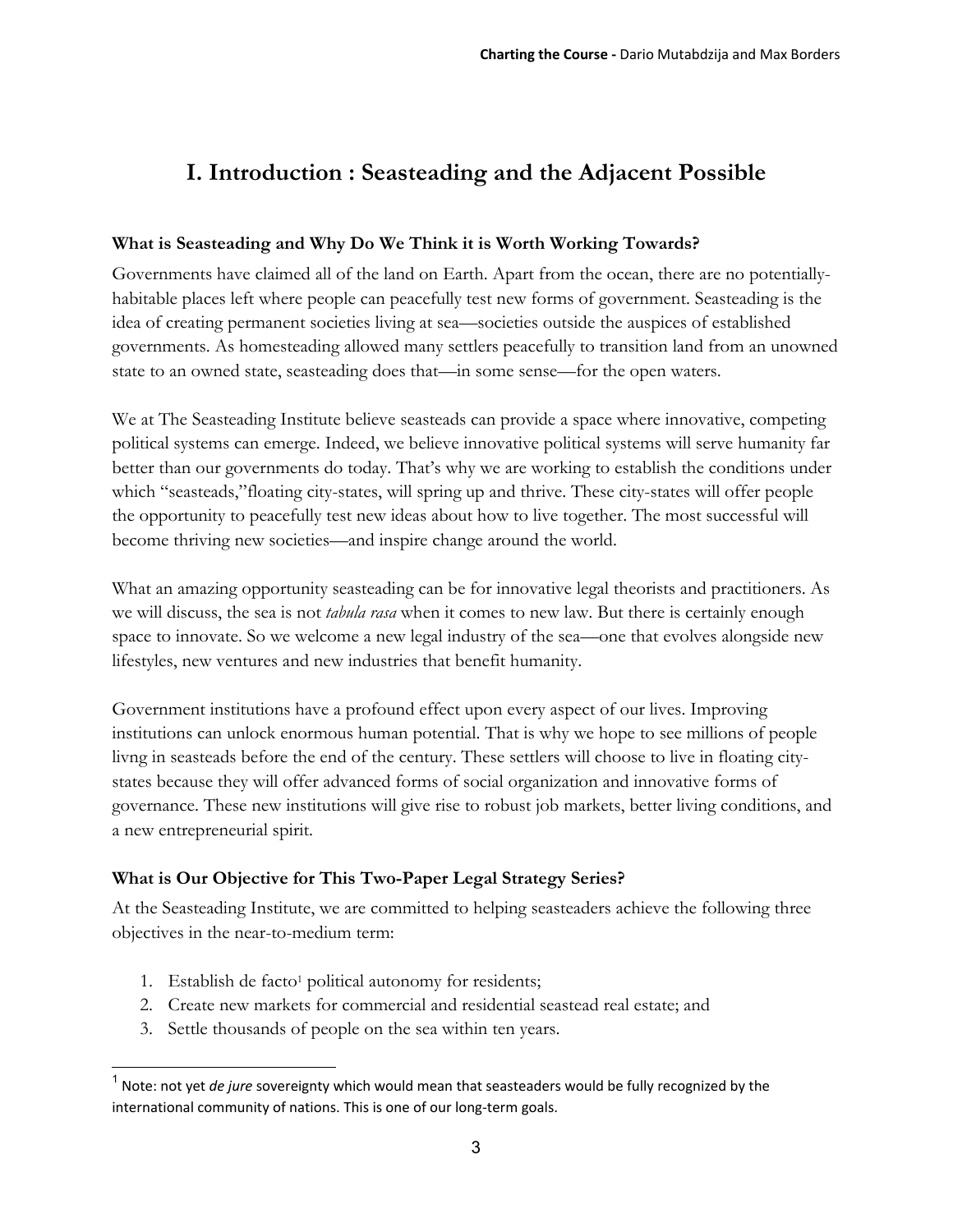# I. Introduction : Seasteading and the Adjacent Possible

### What is Seasteading and Why Do We Think it is Worth Working Towards?

Governments have claimed all of the land on Earth. Apart from the ocean, there are no potentially-habitable places left where people can peacefully test new forms of government. Seasteading is the idea of creating permanent societies living at sea—societies outside the auspices of established governments. As homesteading allowed many settlers peacefully to transition land from an unowned state to an owned state, seasteading does that—in some sense—for the open waters.

We at The Seasteading Institute believe seasteads can provide a space where innovative, competing political systems can emerge. Indeed, we believe innovative political systems will serve humanity far better than our governments do today. That's why we are working to establish the conditions under which "seasteads,"floating city-states, will spring up and thrive. These city-states will offer people the opportunity to peacefully test new ideas about how to live together. The most successful will become thriving new societies—and inspire change around the world.

What an amazing opportunity seasteading can be for innovative legal theorists and practitioners. As we will discuss, the sea is not *tabula rasa* when it comes to new law. But there is certainly enough space to innovate. So we welcome a new legal industry of the sea—one that evolves alongside new lifestyles, new ventures and new industries that benefit humanity.

Government institutions have a profound effect upon every aspect of our lives. Improving institutions can unlock enormous human potential. That is why we hope to see millions of people livng in seasteads before the end of the century. These settlers will choose to live in floating city-states because they will offer advanced forms of social organization and innovative forms of governance. These new institutions will give rise to robust job markets, better living conditions, and a new entrepreneurial spirit.

### What is Our Objective for This Two-Paper Legal Strategy Series?

At the Seasteading Institute, we are committed to helping seasteaders achieve the following three objectives in the near-to-medium term:

1. Establish de facto[1] political autonomy for residents;
2. Create new markets for commercial and residential seastead real estate; and
3. Settle thousands of people on the sea within ten years.

[1] Note: not yet *de jure* sovereignty which would mean that seasteaders would be fully recognized by the international community of nations. This is one of our long-term goals.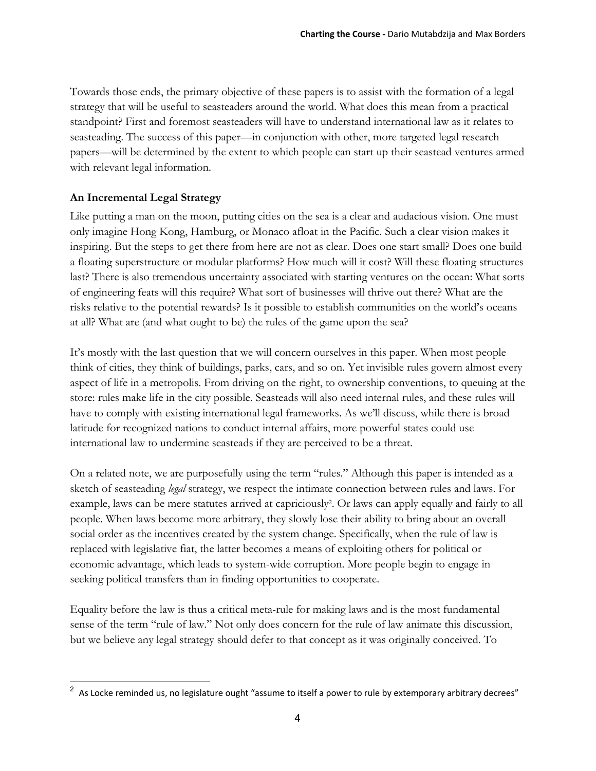Towards those ends, the primary objective of these papers is to assist with the formation of a legal strategy that will be useful to seasteaders around the world. What does this mean from a practical standpoint? First and foremost seasteaders will have to understand international law as it relates to seasteading. The success of this paper—in conjunction with other, more targeted legal research papers—will be determined by the extent to which people can start up their seastead ventures armed with relevant legal information.

### An Incremental Legal Strategy

Like putting a man on the moon, putting cities on the sea is a clear and audacious vision. One must only imagine Hong Kong, Hamburg, or Monaco afloat in the Pacific. Such a clear vision makes it inspiring. But the steps to get there from here are not as clear. Does one start small? Does one build a floating superstructure or modular platforms? How much will it cost? Will these floating structures last? There is also tremendous uncertainty associated with starting ventures on the ocean: What sorts of engineering feats will this require? What sort of businesses will thrive out there? What are the risks relative to the potential rewards? Is it possible to establish communities on the world's oceans at all? What are (and what ought to be) the rules of the game upon the sea?

It's mostly with the last question that we will concern ourselves in this paper. When most people think of cities, they think of buildings, parks, cars, and so on. Yet invisible rules govern almost every aspect of life in a metropolis. From driving on the right, to ownership conventions, to queuing at the store: rules make life in the city possible. Seasteads will also need internal rules, and these rules will have to comply with existing international legal frameworks. As we'll discuss, while there is broad latitude for recognized nations to conduct internal affairs, more powerful states could use international law to undermine seasteads if they are perceived to be a threat.

On a related note, we are purposefully using the term "rules." Although this paper is intended as a sketch of seasteading *legal* strategy, we respect the intimate connection between rules and laws. For example, laws can be mere statutes arrived at capriciously[2]. Or laws can apply equally and fairly to all people. When laws become more arbitrary, they slowly lose their ability to bring about an overall social order as the incentives created by the system change. Specifically, when the rule of law is replaced with legislative fiat, the latter becomes a means of exploiting others for political or economic advantage, which leads to system-wide corruption. More people begin to engage in seeking political transfers than in finding opportunities to cooperate.

Equality before the law is thus a critical meta-rule for making laws and is the most fundamental sense of the term "rule of law." Not only does concern for the rule of law animate this discussion, but we believe any legal strategy should defer to that concept as it was originally conceived. To

---

[2] As Locke reminded us, no legislature ought "assume to itself a power to rule by extemporary arbitrary decrees"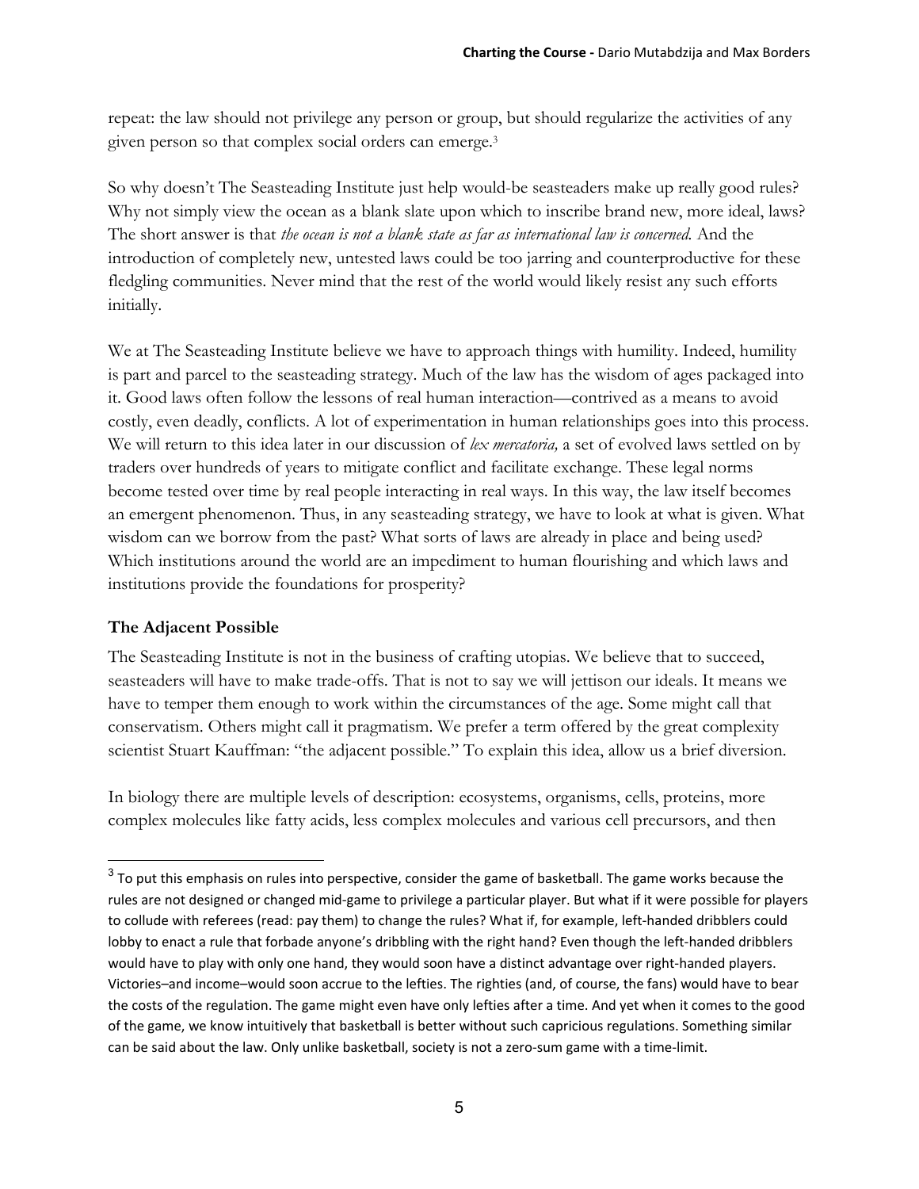repeat: the law should not privilege any person or group, but should regularize the activities of any given person so that complex social orders can emerge.[3]

So why doesn't The Seasteading Institute just help would-be seasteaders make up really good rules? Why not simply view the ocean as a blank slate upon which to inscribe brand new, more ideal, laws? The short answer is that *the ocean is not a blank state as far as international law is concerned.* And the introduction of completely new, untested laws could be too jarring and counterproductive for these fledgling communities. Never mind that the rest of the world would likely resist any such efforts initially.

We at The Seasteading Institute believe we have to approach things with humility. Indeed, humility is part and parcel to the seasteading strategy. Much of the law has the wisdom of ages packaged into it. Good laws often follow the lessons of real human interaction—contrived as a means to avoid costly, even deadly, conflicts. A lot of experimentation in human relationships goes into this process. We will return to this idea later in our discussion of *lex mercatoria,* a set of evolved laws settled on by traders over hundreds of years to mitigate conflict and facilitate exchange. These legal norms become tested over time by real people interacting in real ways. In this way, the law itself becomes an emergent phenomenon. Thus, in any seasteading strategy, we have to look at what is given. What wisdom can we borrow from the past? What sorts of laws are already in place and being used? Which institutions around the world are an impediment to human flourishing and which laws and institutions provide the foundations for prosperity?

### The Adjacent Possible

The Seasteading Institute is not in the business of crafting utopias. We believe that to succeed, seasteaders will have to make trade-offs. That is not to say we will jettison our ideals. It means we have to temper them enough to work within the circumstances of the age. Some might call that conservatism. Others might call it pragmatism. We prefer a term offered by the great complexity scientist Stuart Kauffman: "the adjacent possible." To explain this idea, allow us a brief diversion.

In biology there are multiple levels of description: ecosystems, organisms, cells, proteins, more complex molecules like fatty acids, less complex molecules and various cell precursors, and then

---

[3] To put this emphasis on rules into perspective, consider the game of basketball. The game works because the rules are not designed or changed mid-game to privilege a particular player. But what if it were possible for players to collude with referees (read: pay them) to change the rules? What if, for example, left-handed dribblers could lobby to enact a rule that forbade anyone's dribbling with the right hand? Even though the left-handed dribblers would have to play with only one hand, they would soon have a distinct advantage over right-handed players. Victories–and income–would soon accrue to the lefties. The righties (and, of course, the fans) would have to bear the costs of the regulation. The game might even have only lefties after a time. And yet when it comes to the good of the game, we know intuitively that basketball is better without such capricious regulations. Something similar can be said about the law. Only unlike basketball, society is not a zero-sum game with a time-limit.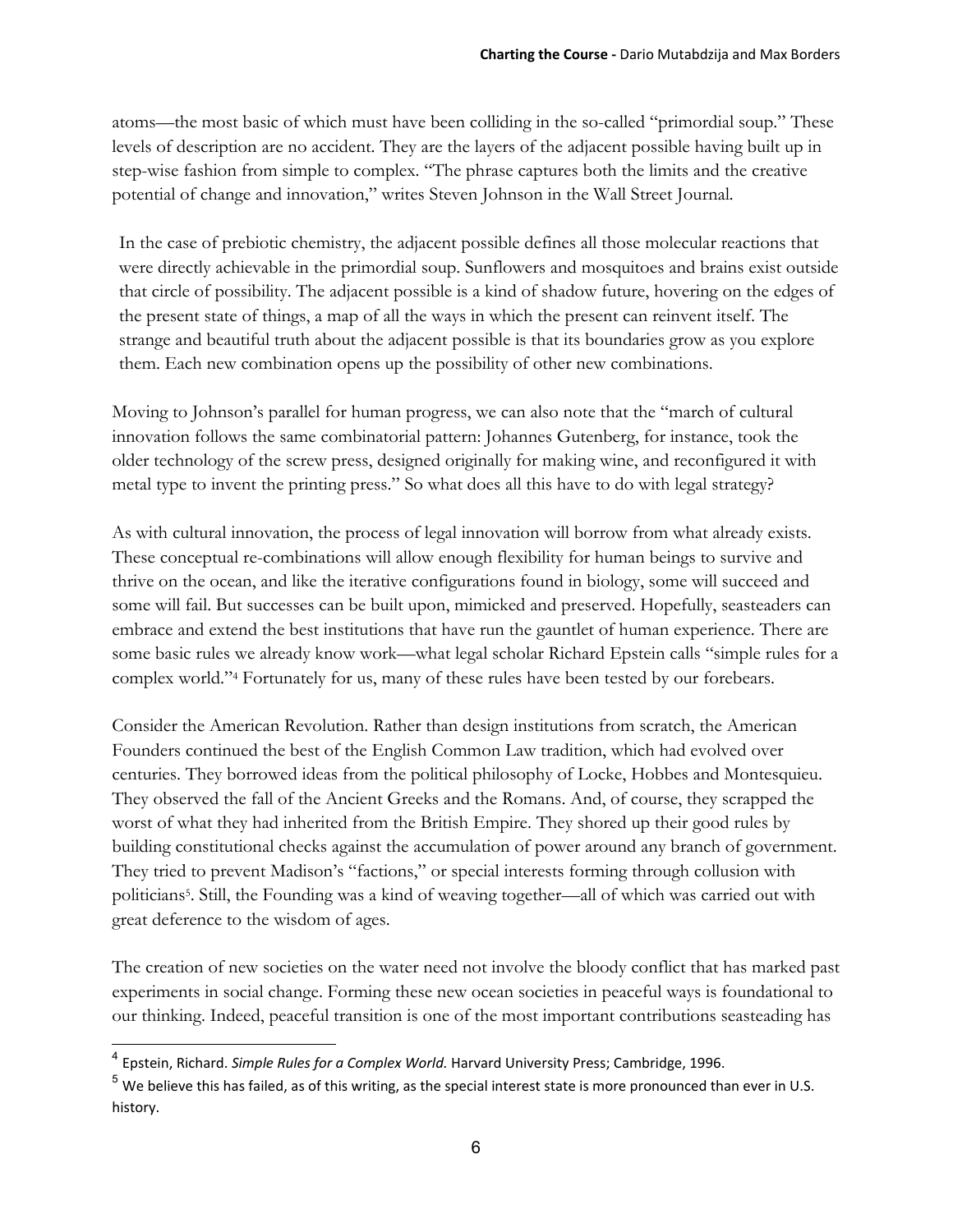atoms—the most basic of which must have been colliding in the so-called "primordial soup." These levels of description are no accident. They are the layers of the adjacent possible having built up in step-wise fashion from simple to complex. "The phrase captures both the limits and the creative potential of change and innovation," writes Steven Johnson in the Wall Street Journal.

> In the case of prebiotic chemistry, the adjacent possible defines all those molecular reactions that were directly achievable in the primordial soup. Sunflowers and mosquitoes and brains exist outside that circle of possibility. The adjacent possible is a kind of shadow future, hovering on the edges of the present state of things, a map of all the ways in which the present can reinvent itself. The strange and beautiful truth about the adjacent possible is that its boundaries grow as you explore them. Each new combination opens up the possibility of other new combinations.

Moving to Johnson's parallel for human progress, we can also note that the "march of cultural innovation follows the same combinatorial pattern: Johannes Gutenberg, for instance, took the older technology of the screw press, designed originally for making wine, and reconfigured it with metal type to invent the printing press." So what does all this have to do with legal strategy?

As with cultural innovation, the process of legal innovation will borrow from what already exists. These conceptual re-combinations will allow enough flexibility for human beings to survive and thrive on the ocean, and like the iterative configurations found in biology, some will succeed and some will fail. But successes can be built upon, mimicked and preserved. Hopefully, seasteaders can embrace and extend the best institutions that have run the gauntlet of human experience. There are some basic rules we already know work—what legal scholar Richard Epstein calls "simple rules for a complex world."[4] Fortunately for us, many of these rules have been tested by our forebears.

Consider the American Revolution. Rather than design institutions from scratch, the American Founders continued the best of the English Common Law tradition, which had evolved over centuries. They borrowed ideas from the political philosophy of Locke, Hobbes and Montesquieu. They observed the fall of the Ancient Greeks and the Romans. And, of course, they scrapped the worst of what they had inherited from the British Empire. They shored up their good rules by building constitutional checks against the accumulation of power around any branch of government. They tried to prevent Madison's "factions," or special interests forming through collusion with politicians[5]. Still, the Founding was a kind of weaving together—all of which was carried out with great deference to the wisdom of ages.

The creation of new societies on the water need not involve the bloody conflict that has marked past experiments in social change. Forming these new ocean societies in peaceful ways is foundational to our thinking. Indeed, peaceful transition is one of the most important contributions seasteading has

---

[4] Epstein, Richard. *Simple Rules for a Complex World.* Harvard University Press; Cambridge, 1996.

[5] We believe this has failed, as of this writing, as the special interest state is more pronounced than ever in U.S. history.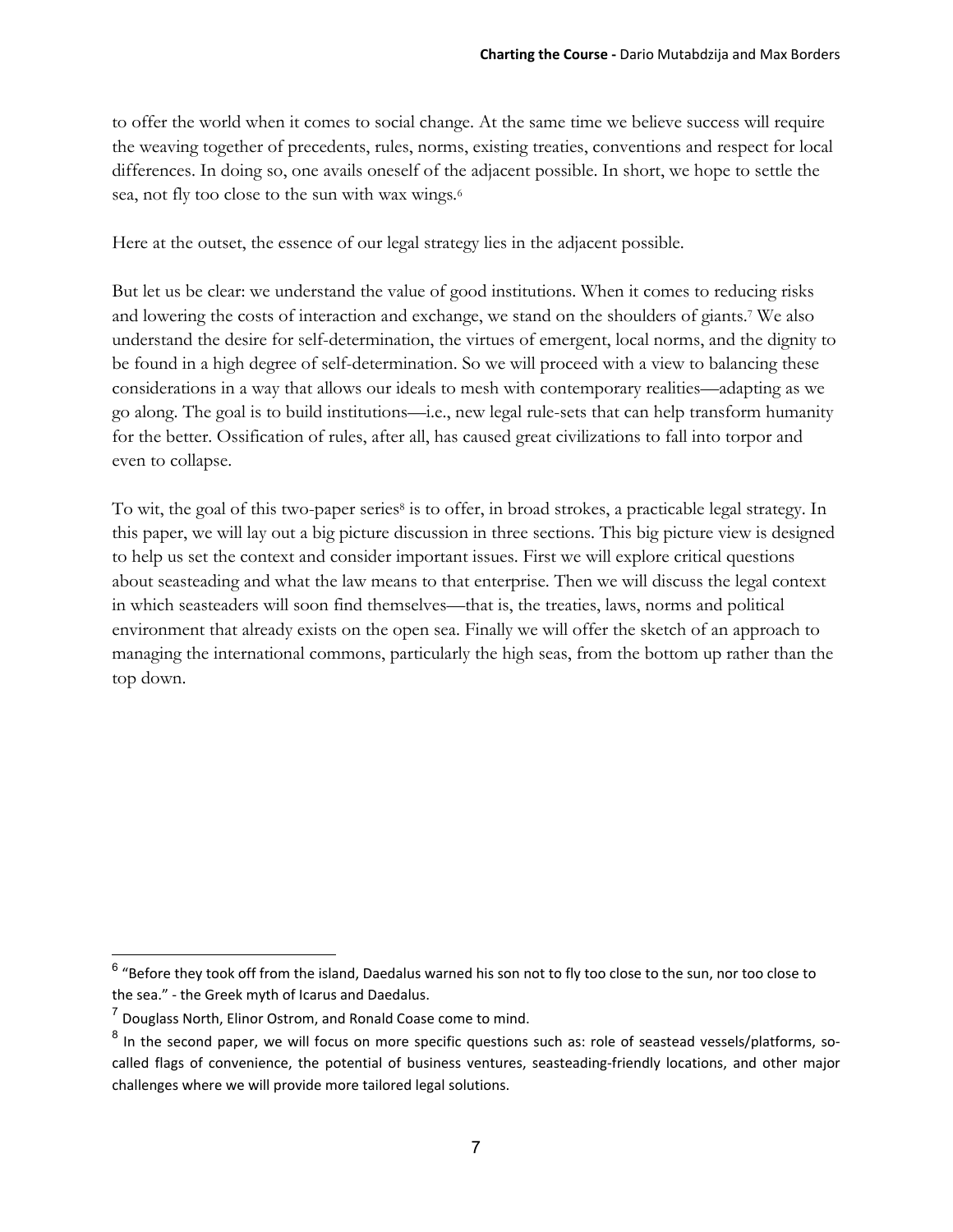to offer the world when it comes to social change. At the same time we believe success will require the weaving together of precedents, rules, norms, existing treaties, conventions and respect for local differences. In doing so, one avails oneself of the adjacent possible. In short, we hope to settle the sea, not fly too close to the sun with wax wings.[6]

Here at the outset, the essence of our legal strategy lies in the adjacent possible.

But let us be clear: we understand the value of good institutions. When it comes to reducing risks and lowering the costs of interaction and exchange, we stand on the shoulders of giants.[7] We also understand the desire for self-determination, the virtues of emergent, local norms, and the dignity to be found in a high degree of self-determination. So we will proceed with a view to balancing these considerations in a way that allows our ideals to mesh with contemporary realities—adapting as we go along. The goal is to build institutions—i.e., new legal rule-sets that can help transform humanity for the better. Ossification of rules, after all, has caused great civilizations to fall into torpor and even to collapse.

To wit, the goal of this two-paper series[8] is to offer, in broad strokes, a practicable legal strategy. In this paper, we will lay out a big picture discussion in three sections. This big picture view is designed to help us set the context and consider important issues. First we will explore critical questions about seasteading and what the law means to that enterprise. Then we will discuss the legal context in which seasteaders will soon find themselves—that is, the treaties, laws, norms and political environment that already exists on the open sea. Finally we will offer the sketch of an approach to managing the international commons, particularly the high seas, from the bottom up rather than the top down.

---

[6] "Before they took off from the island, Daedalus warned his son not to fly too close to the sun, nor too close to the sea." - the Greek myth of Icarus and Daedalus.

[7] Douglass North, Elinor Ostrom, and Ronald Coase come to mind.

[8] In the second paper, we will focus on more specific questions such as: role of seastead vessels/platforms, so-called flags of convenience, the potential of business ventures, seasteading-friendly locations, and other major challenges where we will provide more tailored legal solutions.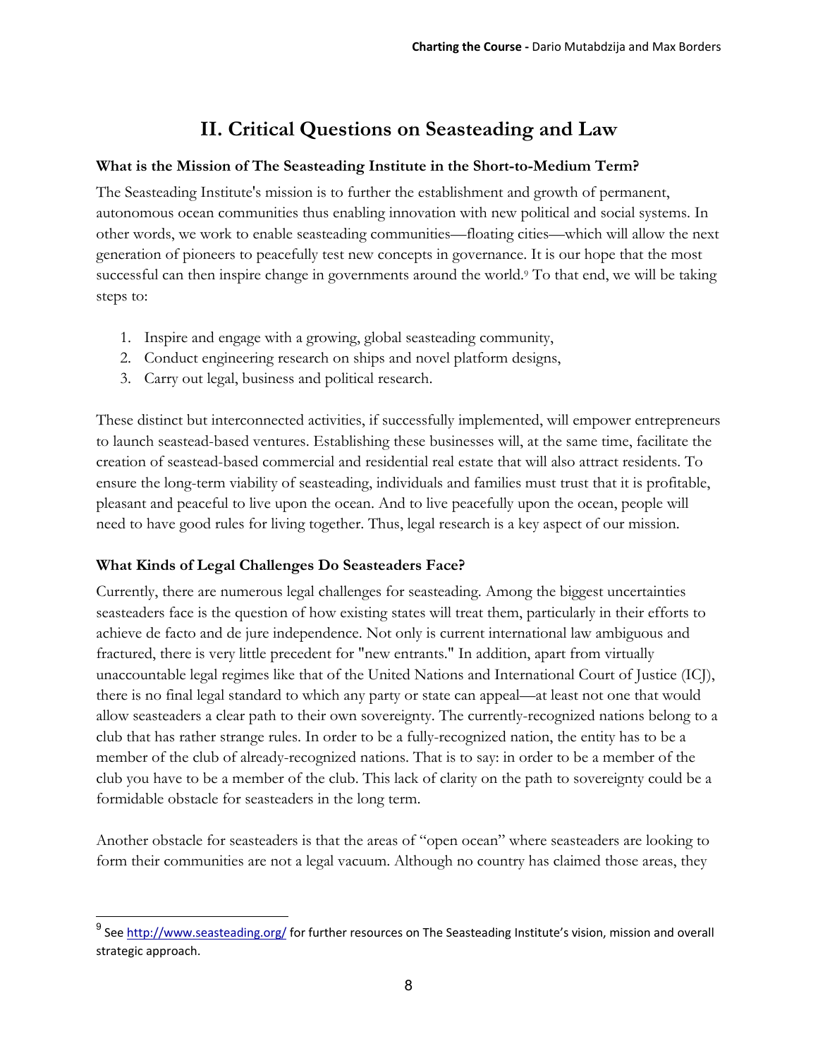## II. Critical Questions on Seasteading and Law

### What is the Mission of The Seasteading Institute in the Short-to-Medium Term?

The Seasteading Institute's mission is to further the establishment and growth of permanent, autonomous ocean communities thus enabling innovation with new political and social systems. In other words, we work to enable seasteading communities—floating cities—which will allow the next generation of pioneers to peacefully test new concepts in governance. It is our hope that the most successful can then inspire change in governments around the world.[9] To that end, we will be taking steps to:

1. Inspire and engage with a growing, global seasteading community,
2. Conduct engineering research on ships and novel platform designs,
3. Carry out legal, business and political research.

These distinct but interconnected activities, if successfully implemented, will empower entrepreneurs to launch seastead-based ventures. Establishing these businesses will, at the same time, facilitate the creation of seastead-based commercial and residential real estate that will also attract residents. To ensure the long-term viability of seasteading, individuals and families must trust that it is profitable, pleasant and peaceful to live upon the ocean. And to live peacefully upon the ocean, people will need to have good rules for living together. Thus, legal research is a key aspect of our mission.

### What Kinds of Legal Challenges Do Seasteaders Face?

Currently, there are numerous legal challenges for seasteading. Among the biggest uncertainties seasteaders face is the question of how existing states will treat them, particularly in their efforts to achieve de facto and de jure independence. Not only is current international law ambiguous and fractured, there is very little precedent for "new entrants." In addition, apart from virtually unaccountable legal regimes like that of the United Nations and International Court of Justice (ICJ), there is no final legal standard to which any party or state can appeal—at least not one that would allow seasteaders a clear path to their own sovereignty. The currently-recognized nations belong to a club that has rather strange rules. In order to be a fully-recognized nation, the entity has to be a member of the club of already-recognized nations. That is to say: in order to be a member of the club you have to be a member of the club. This lack of clarity on the path to sovereignty could be a formidable obstacle for seasteaders in the long term.

Another obstacle for seasteaders is that the areas of "open ocean" where seasteaders are looking to form their communities are not a legal vacuum. Although no country has claimed those areas, they

---

[9] See http://www.seasteading.org/ for further resources on The Seasteading Institute's vision, mission and overall strategic approach.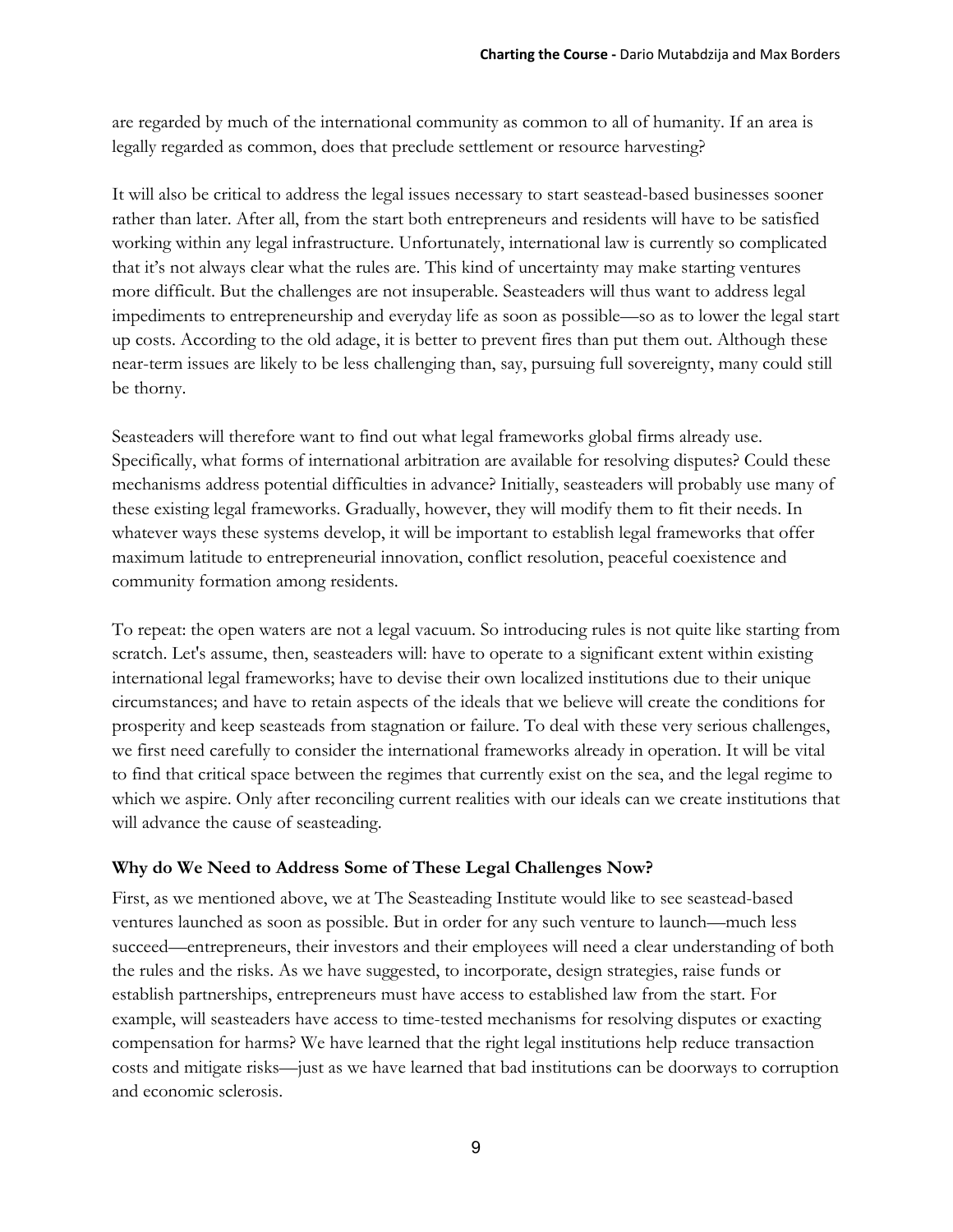are regarded by much of the international community as common to all of humanity. If an area is legally regarded as common, does that preclude settlement or resource harvesting?

It will also be critical to address the legal issues necessary to start seastead-based businesses sooner rather than later. After all, from the start both entrepreneurs and residents will have to be satisfied working within any legal infrastructure. Unfortunately, international law is currently so complicated that it's not always clear what the rules are. This kind of uncertainty may make starting ventures more difficult. But the challenges are not insuperable. Seasteaders will thus want to address legal impediments to entrepreneurship and everyday life as soon as possible—so as to lower the legal start up costs. According to the old adage, it is better to prevent fires than put them out. Although these near-term issues are likely to be less challenging than, say, pursuing full sovereignty, many could still be thorny.

Seasteaders will therefore want to find out what legal frameworks global firms already use. Specifically, what forms of international arbitration are available for resolving disputes? Could these mechanisms address potential difficulties in advance? Initially, seasteaders will probably use many of these existing legal frameworks. Gradually, however, they will modify them to fit their needs. In whatever ways these systems develop, it will be important to establish legal frameworks that offer maximum latitude to entrepreneurial innovation, conflict resolution, peaceful coexistence and community formation among residents.

To repeat: the open waters are not a legal vacuum. So introducing rules is not quite like starting from scratch. Let's assume, then, seasteaders will: have to operate to a significant extent within existing international legal frameworks; have to devise their own localized institutions due to their unique circumstances; and have to retain aspects of the ideals that we believe will create the conditions for prosperity and keep seasteads from stagnation or failure. To deal with these very serious challenges, we first need carefully to consider the international frameworks already in operation. It will be vital to find that critical space between the regimes that currently exist on the sea, and the legal regime to which we aspire. Only after reconciling current realities with our ideals can we create institutions that will advance the cause of seasteading.

### Why do We Need to Address Some of These Legal Challenges Now?

First, as we mentioned above, we at The Seasteading Institute would like to see seastead-based ventures launched as soon as possible. But in order for any such venture to launch—much less succeed—entrepreneurs, their investors and their employees will need a clear understanding of both the rules and the risks. As we have suggested, to incorporate, design strategies, raise funds or establish partnerships, entrepreneurs must have access to established law from the start. For example, will seasteaders have access to time-tested mechanisms for resolving disputes or exacting compensation for harms? We have learned that the right legal institutions help reduce transaction costs and mitigate risks—just as we have learned that bad institutions can be doorways to corruption and economic sclerosis.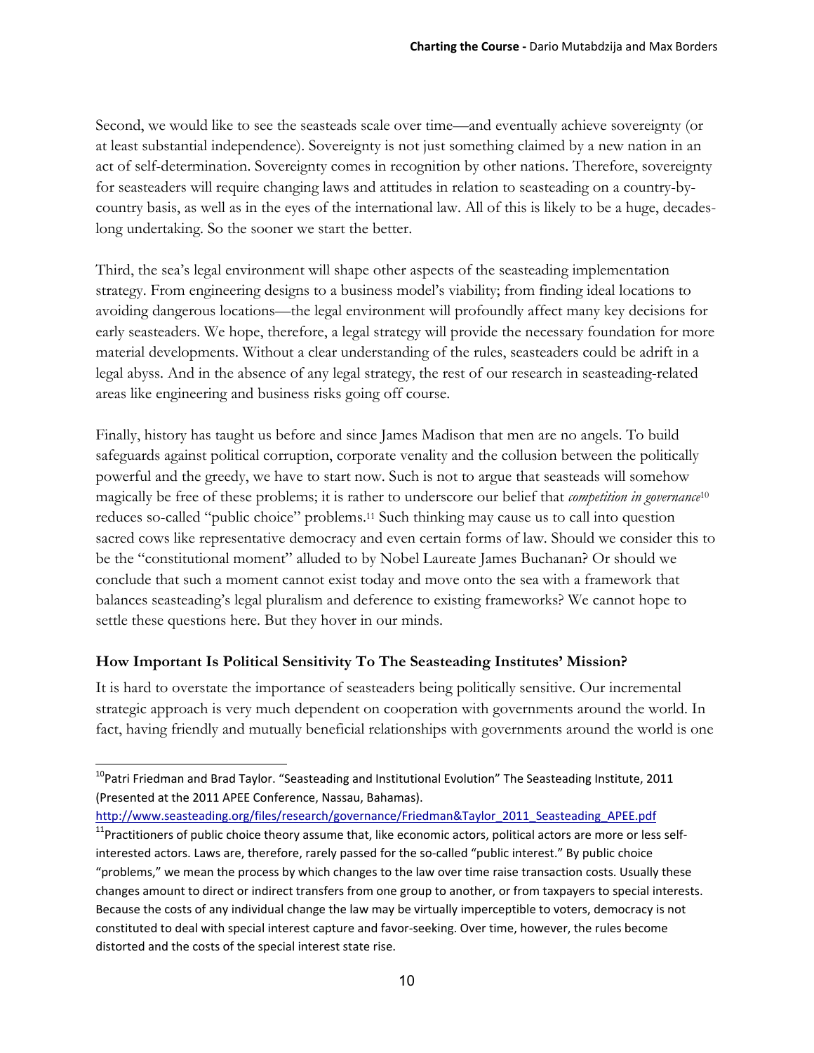Second, we would like to see the seasteads scale over time—and eventually achieve sovereignty (or at least substantial independence). Sovereignty is not just something claimed by a new nation in an act of self-determination. Sovereignty comes in recognition by other nations. Therefore, sovereignty for seasteaders will require changing laws and attitudes in relation to seasteading on a country-by-country basis, as well as in the eyes of the international law. All of this is likely to be a huge, decades-long undertaking. So the sooner we start the better.

Third, the sea's legal environment will shape other aspects of the seasteading implementation strategy. From engineering designs to a business model's viability; from finding ideal locations to avoiding dangerous locations—the legal environment will profoundly affect many key decisions for early seasteaders. We hope, therefore, a legal strategy will provide the necessary foundation for more material developments. Without a clear understanding of the rules, seasteaders could be adrift in a legal abyss. And in the absence of any legal strategy, the rest of our research in seasteading-related areas like engineering and business risks going off course.

Finally, history has taught us before and since James Madison that men are no angels. To build safeguards against political corruption, corporate venality and the collusion between the politically powerful and the greedy, we have to start now. Such is not to argue that seasteads will somehow magically be free of these problems; it is rather to underscore our belief that *competition in governance*[10] reduces so-called "public choice" problems.[11] Such thinking may cause us to call into question sacred cows like representative democracy and even certain forms of law. Should we consider this to be the "constitutional moment" alluded to by Nobel Laureate James Buchanan? Or should we conclude that such a moment cannot exist today and move onto the sea with a framework that balances seasteading's legal pluralism and deference to existing frameworks? We cannot hope to settle these questions here. But they hover in our minds.

### How Important Is Political Sensitivity To The Seasteading Institutes' Mission?

It is hard to overstate the importance of seasteaders being politically sensitive. Our incremental strategic approach is very much dependent on cooperation with governments around the world. In fact, having friendly and mutually beneficial relationships with governments around the world is one

---

[10] Patri Friedman and Brad Taylor. "Seasteading and Institutional Evolution" The Seasteading Institute, 2011 (Presented at the 2011 APEE Conference, Nassau, Bahamas). http://www.seasteading.org/files/research/governance/Friedman&Taylor_2011_Seasteading_APEE.pdf

[11] Practitioners of public choice theory assume that, like economic actors, political actors are more or less self-interested actors. Laws are, therefore, rarely passed for the so-called "public interest." By public choice "problems," we mean the process by which changes to the law over time raise transaction costs. Usually these changes amount to direct or indirect transfers from one group to another, or from taxpayers to special interests. Because the costs of any individual change the law may be virtually imperceptible to voters, democracy is not constituted to deal with special interest capture and favor-seeking. Over time, however, the rules become distorted and the costs of the special interest state rise.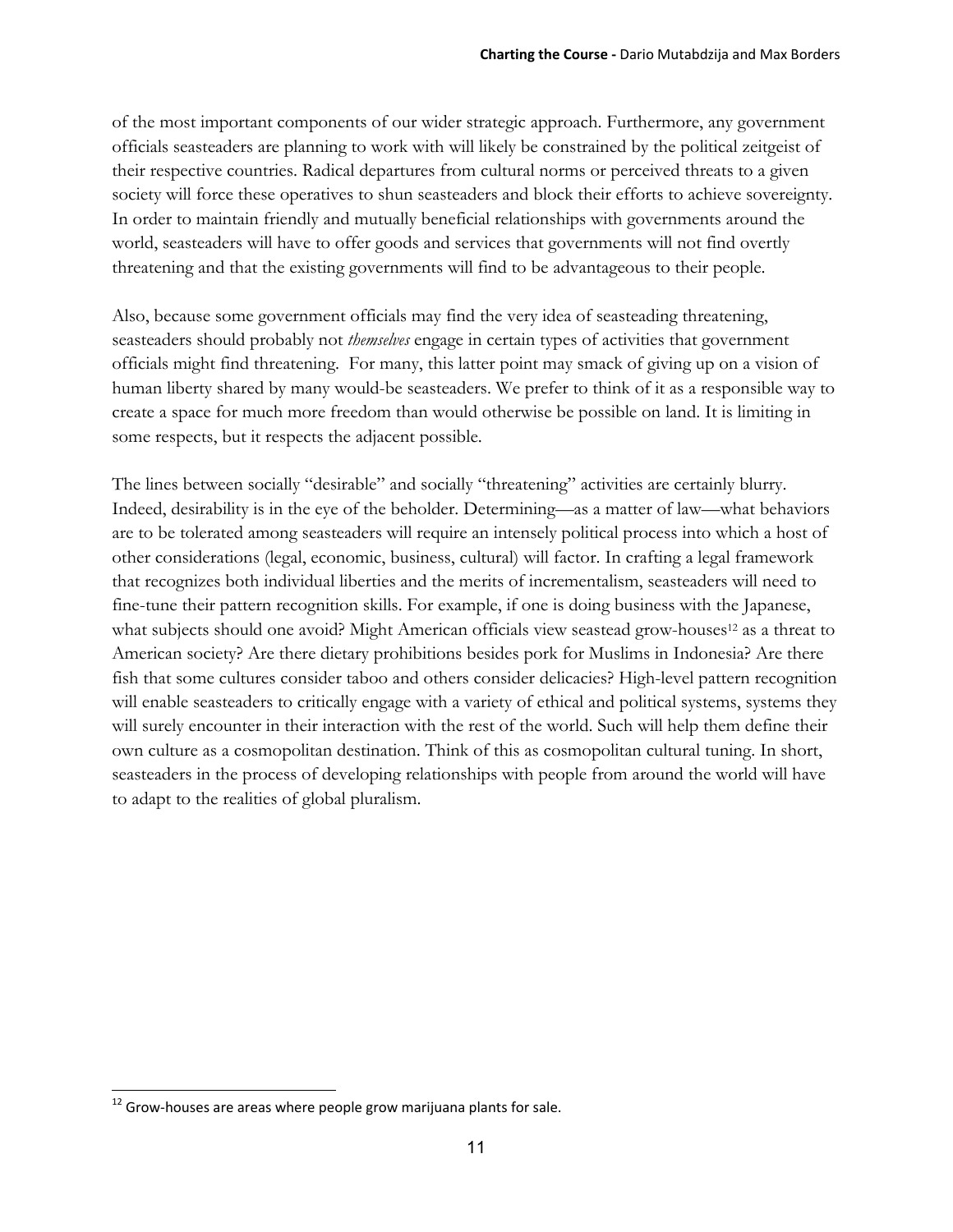of the most important components of our wider strategic approach. Furthermore, any government officials seasteaders are planning to work with will likely be constrained by the political zeitgeist of their respective countries. Radical departures from cultural norms or perceived threats to a given society will force these operatives to shun seasteaders and block their efforts to achieve sovereignty. In order to maintain friendly and mutually beneficial relationships with governments around the world, seasteaders will have to offer goods and services that governments will not find overtly threatening and that the existing governments will find to be advantageous to their people.

Also, because some government officials may find the very idea of seasteading threatening, seasteaders should probably not *themselves* engage in certain types of activities that government officials might find threatening. For many, this latter point may smack of giving up on a vision of human liberty shared by many would-be seasteaders. We prefer to think of it as a responsible way to create a space for much more freedom than would otherwise be possible on land. It is limiting in some respects, but it respects the adjacent possible.

The lines between socially "desirable" and socially "threatening" activities are certainly blurry. Indeed, desirability is in the eye of the beholder. Determining—as a matter of law—what behaviors are to be tolerated among seasteaders will require an intensely political process into which a host of other considerations (legal, economic, business, cultural) will factor. In crafting a legal framework that recognizes both individual liberties and the merits of incrementalism, seasteaders will need to fine-tune their pattern recognition skills. For example, if one is doing business with the Japanese, what subjects should one avoid? Might American officials view seastead grow-houses[12] as a threat to American society? Are there dietary prohibitions besides pork for Muslims in Indonesia? Are there fish that some cultures consider taboo and others consider delicacies? High-level pattern recognition will enable seasteaders to critically engage with a variety of ethical and political systems, systems they will surely encounter in their interaction with the rest of the world. Such will help them define their own culture as a cosmopolitan destination. Think of this as cosmopolitan cultural tuning. In short, seasteaders in the process of developing relationships with people from around the world will have to adapt to the realities of global pluralism.

---

[12] Grow-houses are areas where people grow marijuana plants for sale.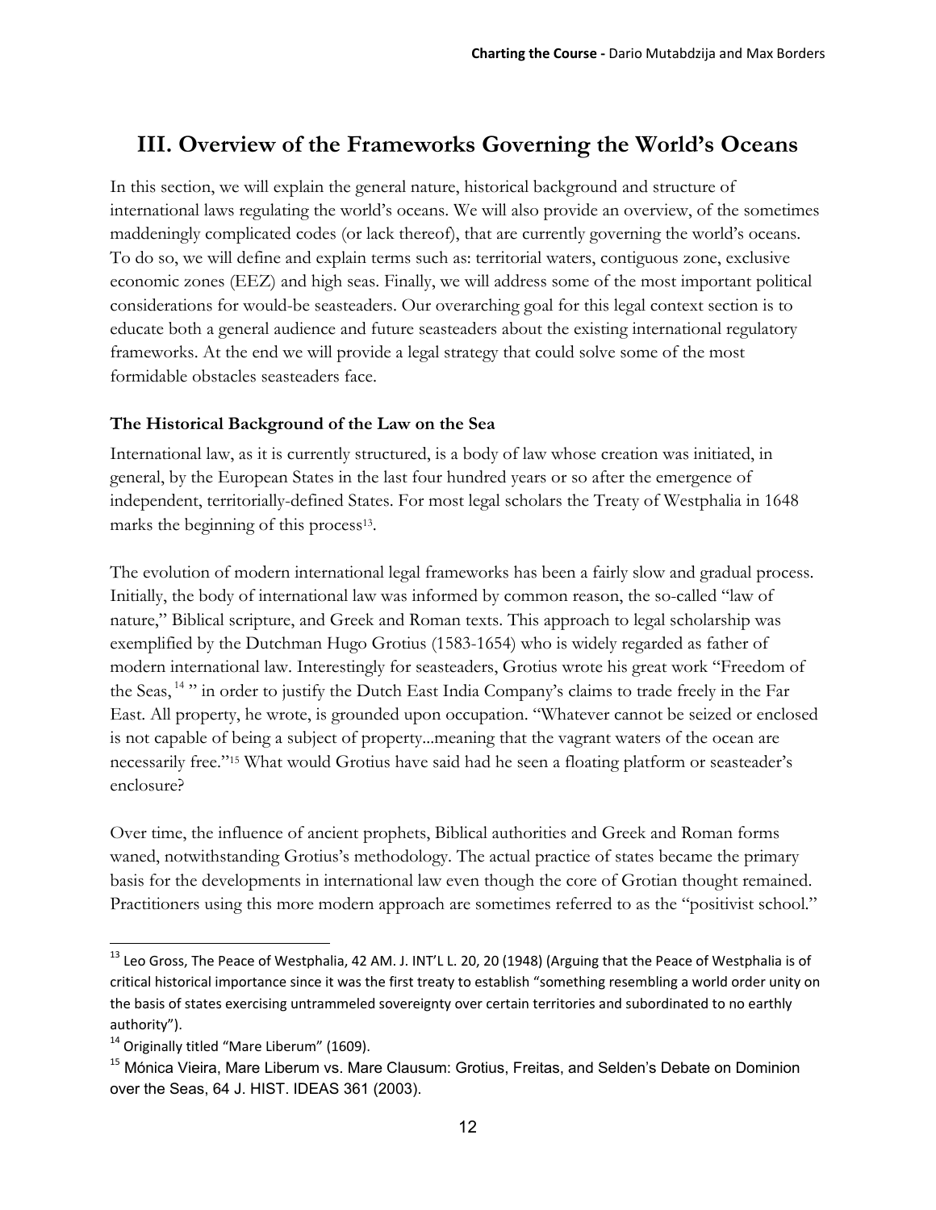## III. Overview of the Frameworks Governing the World's Oceans

In this section, we will explain the general nature, historical background and structure of international laws regulating the world's oceans. We will also provide an overview, of the sometimes maddeningly complicated codes (or lack thereof), that are currently governing the world's oceans. To do so, we will define and explain terms such as: territorial waters, contiguous zone, exclusive economic zones (EEZ) and high seas. Finally, we will address some of the most important political considerations for would-be seasteaders. Our overarching goal for this legal context section is to educate both a general audience and future seasteaders about the existing international regulatory frameworks. At the end we will provide a legal strategy that could solve some of the most formidable obstacles seasteaders face.

### The Historical Background of the Law on the Sea

International law, as it is currently structured, is a body of law whose creation was initiated, in general, by the European States in the last four hundred years or so after the emergence of independent, territorially-defined States. For most legal scholars the Treaty of Westphalia in 1648 marks the beginning of this process[13].

The evolution of modern international legal frameworks has been a fairly slow and gradual process. Initially, the body of international law was informed by common reason, the so-called "law of nature," Biblical scripture, and Greek and Roman texts. This approach to legal scholarship was exemplified by the Dutchman Hugo Grotius (1583-1654) who is widely regarded as father of modern international law. Interestingly for seasteaders, Grotius wrote his great work "Freedom of the Seas,[14]" in order to justify the Dutch East India Company's claims to trade freely in the Far East. All property, he wrote, is grounded upon occupation. "Whatever cannot be seized or enclosed is not capable of being a subject of property...meaning that the vagrant waters of the ocean are necessarily free."[15] What would Grotius have said had he seen a floating platform or seasteader's enclosure?

Over time, the influence of ancient prophets, Biblical authorities and Greek and Roman forms waned, notwithstanding Grotius's methodology. The actual practice of states became the primary basis for the developments in international law even though the core of Grotian thought remained. Practitioners using this more modern approach are sometimes referred to as the "positivist school."

---

[13] Leo Gross, The Peace of Westphalia, 42 AM. J. INT'L L. 20, 20 (1948) (Arguing that the Peace of Westphalia is of critical historical importance since it was the first treaty to establish "something resembling a world order unity on the basis of states exercising untrammeled sovereignty over certain territories and subordinated to no earthly authority").

[14] Originally titled "Mare Liberum" (1609).

[15] Mónica Vieira, Mare Liberum vs. Mare Clausum: Grotius, Freitas, and Selden's Debate on Dominion over the Seas, 64 J. HIST. IDEAS 361 (2003).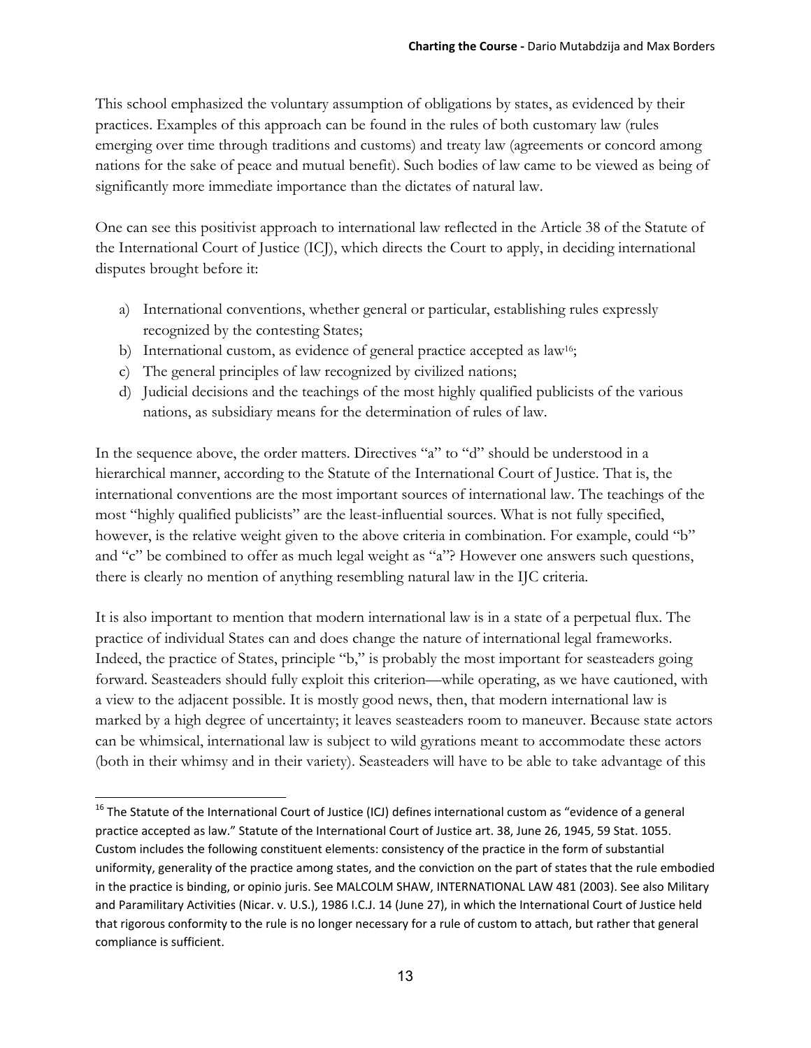This school emphasized the voluntary assumption of obligations by states, as evidenced by their practices. Examples of this approach can be found in the rules of both customary law (rules emerging over time through traditions and customs) and treaty law (agreements or concord among nations for the sake of peace and mutual benefit). Such bodies of law came to be viewed as being of significantly more immediate importance than the dictates of natural law.

One can see this positivist approach to international law reflected in the Article 38 of the Statute of the International Court of Justice (ICJ), which directs the Court to apply, in deciding international disputes brought before it:

a) International conventions, whether general or particular, establishing rules expressly recognized by the contesting States;
b) International custom, as evidence of general practice accepted as law[16];
c) The general principles of law recognized by civilized nations;
d) Judicial decisions and the teachings of the most highly qualified publicists of the various nations, as subsidiary means for the determination of rules of law.

In the sequence above, the order matters. Directives "a" to "d" should be understood in a hierarchical manner, according to the Statute of the International Court of Justice. That is, the international conventions are the most important sources of international law. The teachings of the most "highly qualified publicists" are the least-influential sources. What is not fully specified, however, is the relative weight given to the above criteria in combination. For example, could "b" and "c" be combined to offer as much legal weight as "a"? However one answers such questions, there is clearly no mention of anything resembling natural law in the IJC criteria.

It is also important to mention that modern international law is in a state of a perpetual flux. The practice of individual States can and does change the nature of international legal frameworks. Indeed, the practice of States, principle "b," is probably the most important for seasteaders going forward. Seasteaders should fully exploit this criterion—while operating, as we have cautioned, with a view to the adjacent possible. It is mostly good news, then, that modern international law is marked by a high degree of uncertainty; it leaves seasteaders room to maneuver. Because state actors can be whimsical, international law is subject to wild gyrations meant to accommodate these actors (both in their whimsy and in their variety). Seasteaders will have to be able to take advantage of this

---

[16] The Statute of the International Court of Justice (ICJ) defines international custom as "evidence of a general practice accepted as law." Statute of the International Court of Justice art. 38, June 26, 1945, 59 Stat. 1055. Custom includes the following constituent elements: consistency of the practice in the form of substantial uniformity, generality of the practice among states, and the conviction on the part of states that the rule embodied in the practice is binding, or opinio juris. See MALCOLM SHAW, INTERNATIONAL LAW 481 (2003). See also Military and Paramilitary Activities (Nicar. v. U.S.), 1986 I.C.J. 14 (June 27), in which the International Court of Justice held that rigorous conformity to the rule is no longer necessary for a rule of custom to attach, but rather that general compliance is sufficient.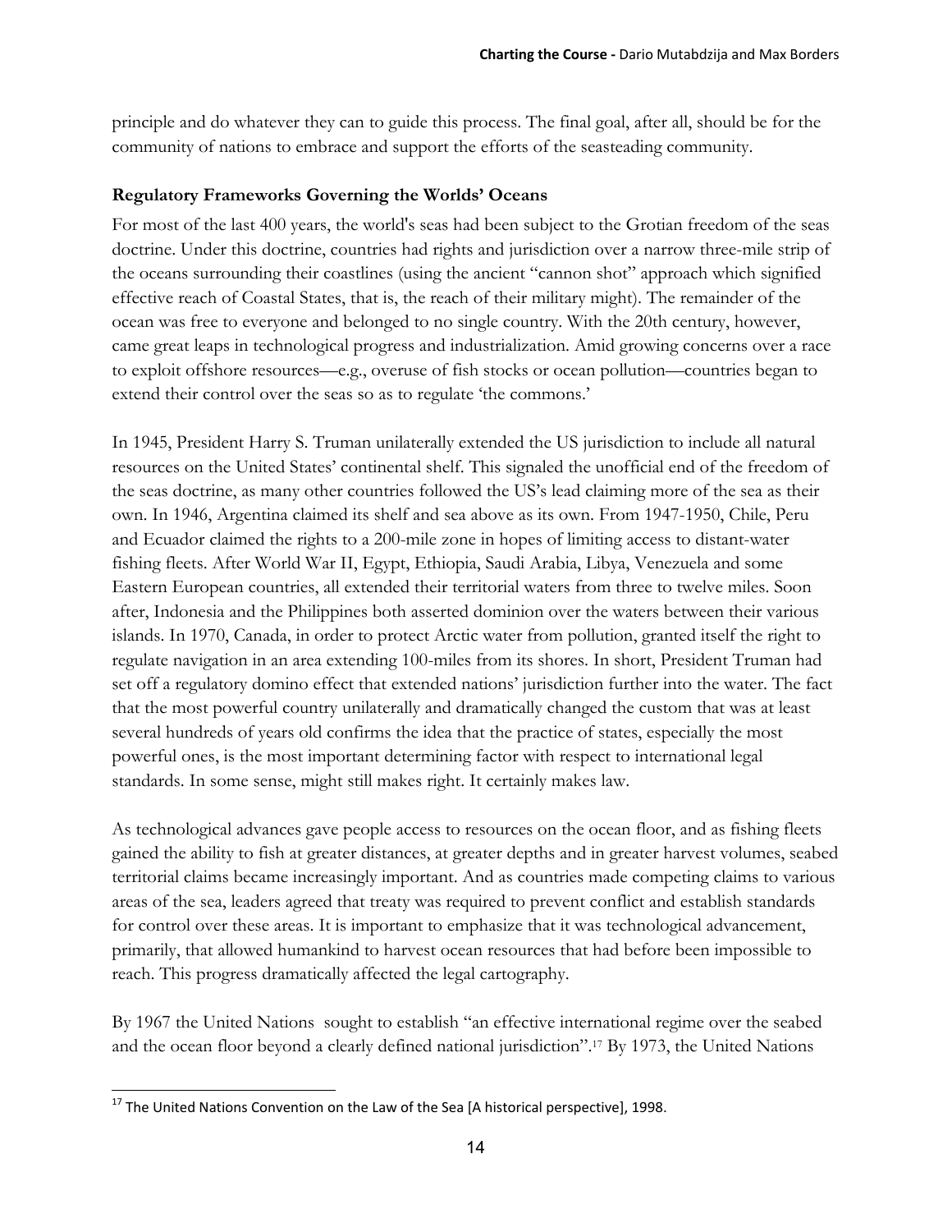principle and do whatever they can to guide this process. The final goal, after all, should be for the community of nations to embrace and support the efforts of the seasteading community.

**Regulatory Frameworks Governing the Worlds' Oceans**

For most of the last 400 years, the world's seas had been subject to the Grotian freedom of the seas doctrine. Under this doctrine, countries had rights and jurisdiction over a narrow three-mile strip of the oceans surrounding their coastlines (using the ancient "cannon shot" approach which signified effective reach of Coastal States, that is, the reach of their military might). The remainder of the ocean was free to everyone and belonged to no single country. With the 20th century, however, came great leaps in technological progress and industrialization. Amid growing concerns over a race to exploit offshore resources—e.g., overuse of fish stocks or ocean pollution—countries began to extend their control over the seas so as to regulate 'the commons.'

In 1945, President Harry S. Truman unilaterally extended the US jurisdiction to include all natural resources on the United States' continental shelf. This signaled the unofficial end of the freedom of the seas doctrine, as many other countries followed the US's lead claiming more of the sea as their own. In 1946, Argentina claimed its shelf and sea above as its own. From 1947-1950, Chile, Peru and Ecuador claimed the rights to a 200-mile zone in hopes of limiting access to distant-water fishing fleets. After World War II, Egypt, Ethiopia, Saudi Arabia, Libya, Venezuela and some Eastern European countries, all extended their territorial waters from three to twelve miles. Soon after, Indonesia and the Philippines both asserted dominion over the waters between their various islands. In 1970, Canada, in order to protect Arctic water from pollution, granted itself the right to regulate navigation in an area extending 100-miles from its shores. In short, President Truman had set off a regulatory domino effect that extended nations' jurisdiction further into the water. The fact that the most powerful country unilaterally and dramatically changed the custom that was at least several hundreds of years old confirms the idea that the practice of states, especially the most powerful ones, is the most important determining factor with respect to international legal standards. In some sense, might still makes right. It certainly makes law.

As technological advances gave people access to resources on the ocean floor, and as fishing fleets gained the ability to fish at greater distances, at greater depths and in greater harvest volumes, seabed territorial claims became increasingly important. And as countries made competing claims to various areas of the sea, leaders agreed that treaty was required to prevent conflict and establish standards for control over these areas. It is important to emphasize that it was technological advancement, primarily, that allowed humankind to harvest ocean resources that had before been impossible to reach. This progress dramatically affected the legal cartography.

By 1967 the United Nations sought to establish "an effective international regime over the seabed and the ocean floor beyond a clearly defined national jurisdiction".[17] By 1973, the United Nations

[17] The United Nations Convention on the Law of the Sea [A historical perspective], 1998.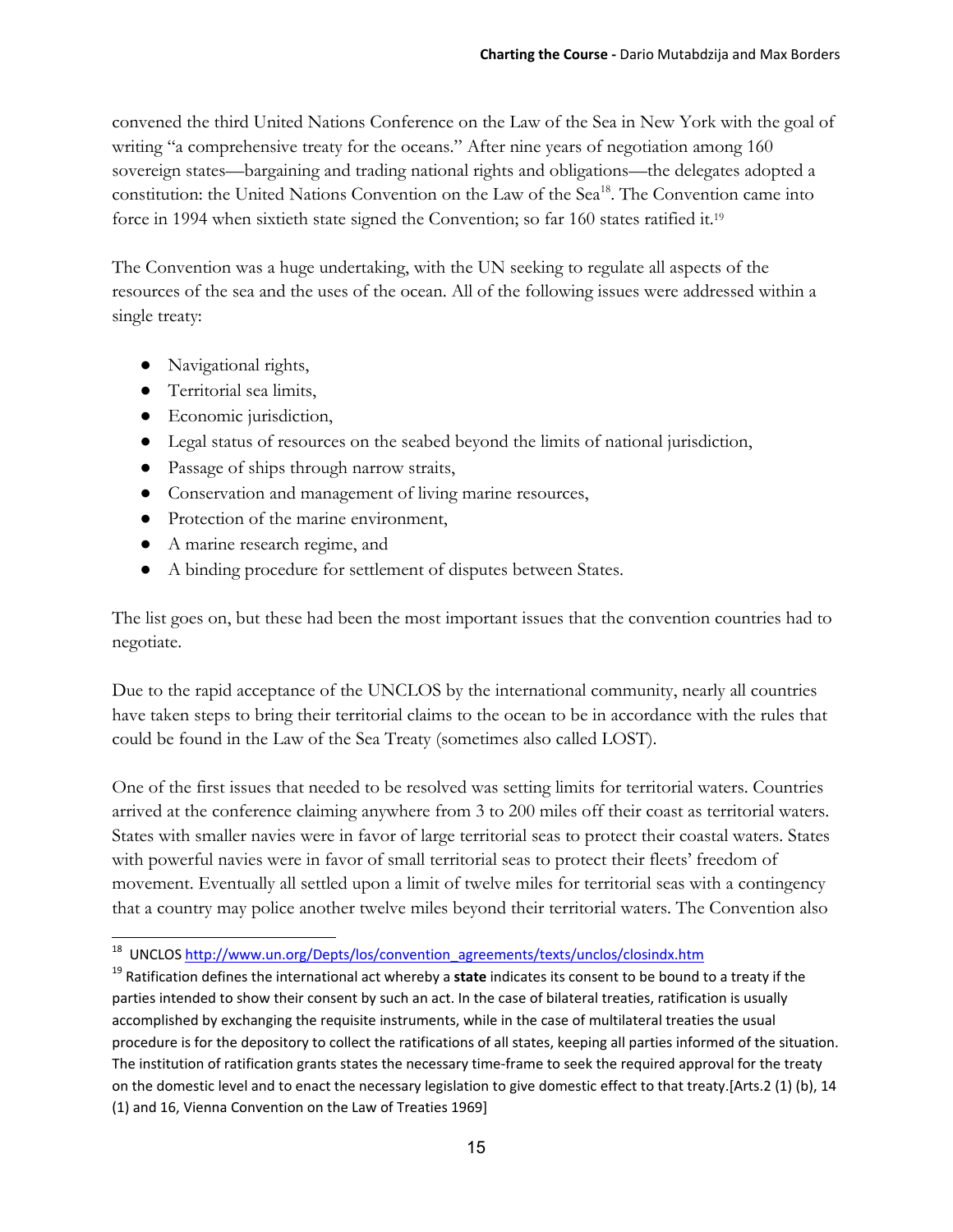convened the third United Nations Conference on the Law of the Sea in New York with the goal of writing "a comprehensive treaty for the oceans." After nine years of negotiation among 160 sovereign states—bargaining and trading national rights and obligations—the delegates adopted a constitution: the United Nations Convention on the Law of the Sea[18]. The Convention came into force in 1994 when sixtieth state signed the Convention; so far 160 states ratified it.[19]

The Convention was a huge undertaking, with the UN seeking to regulate all aspects of the resources of the sea and the uses of the ocean. All of the following issues were addressed within a single treaty:

- Navigational rights,
- Territorial sea limits,
- Economic jurisdiction,
- Legal status of resources on the seabed beyond the limits of national jurisdiction,
- Passage of ships through narrow straits,
- Conservation and management of living marine resources,
- Protection of the marine environment,
- A marine research regime, and
- A binding procedure for settlement of disputes between States.

The list goes on, but these had been the most important issues that the convention countries had to negotiate.

Due to the rapid acceptance of the UNCLOS by the international community, nearly all countries have taken steps to bring their territorial claims to the ocean to be in accordance with the rules that could be found in the Law of the Sea Treaty (sometimes also called LOST).

One of the first issues that needed to be resolved was setting limits for territorial waters. Countries arrived at the conference claiming anywhere from 3 to 200 miles off their coast as territorial waters. States with smaller navies were in favor of large territorial seas to protect their coastal waters. States with powerful navies were in favor of small territorial seas to protect their fleets' freedom of movement. Eventually all settled upon a limit of twelve miles for territorial seas with a contingency that a country may police another twelve miles beyond their territorial waters. The Convention also

---

[18] UNCLOS http://www.un.org/Depts/los/convention_agreements/texts/unclos/closindx.htm

[19] Ratification defines the international act whereby a **state** indicates its consent to be bound to a treaty if the parties intended to show their consent by such an act. In the case of bilateral treaties, ratification is usually accomplished by exchanging the requisite instruments, while in the case of multilateral treaties the usual procedure is for the depository to collect the ratifications of all states, keeping all parties informed of the situation. The institution of ratification grants states the necessary time-frame to seek the required approval for the treaty on the domestic level and to enact the necessary legislation to give domestic effect to that treaty.[Arts.2 (1) (b), 14 (1) and 16, Vienna Convention on the Law of Treaties 1969]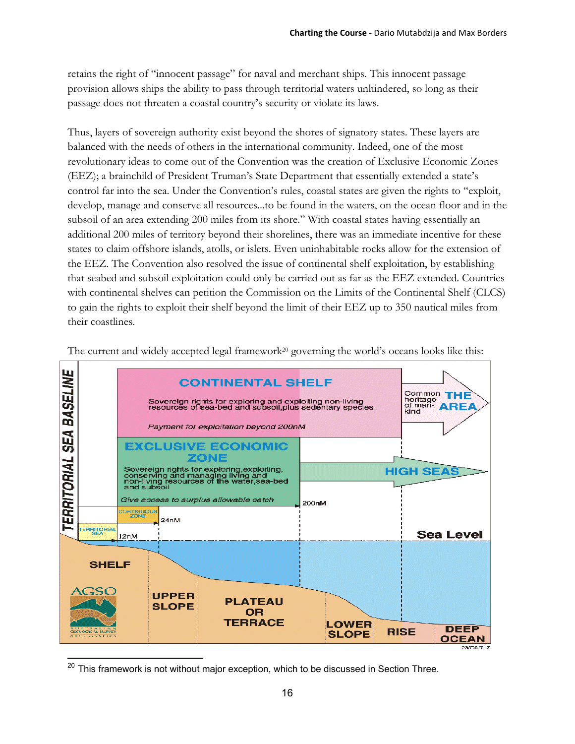retains the right of "innocent passage" for naval and merchant ships. This innocent passage provision allows ships the ability to pass through territorial waters unhindered, so long as their passage does not threaten a coastal country's security or violate its laws.

Thus, layers of sovereign authority exist beyond the shores of signatory states. These layers are balanced with the needs of others in the international community. Indeed, one of the most revolutionary ideas to come out of the Convention was the creation of Exclusive Economic Zones (EEZ); a brainchild of President Truman's State Department that essentially extended a state's control far into the sea. Under the Convention's rules, coastal states are given the rights to "exploit, develop, manage and conserve all resources...to be found in the waters, on the ocean floor and in the subsoil of an area extending 200 miles from its shore." With coastal states having essentially an additional 200 miles of territory beyond their shorelines, there was an immediate incentive for these states to claim offshore islands, atolls, or islets. Even uninhabitable rocks allow for the extension of the EEZ. The Convention also resolved the issue of continental shelf exploitation, by establishing that seabed and subsoil exploitation could only be carried out as far as the EEZ extended. Countries with continental shelves can petition the Commission on the Limits of the Continental Shelf (CLCS) to gain the rights to exploit their shelf beyond the limit of their EEZ up to 350 nautical miles from their coastlines.

The current and widely accepted legal framework[20] governing the world's oceans looks like this:

[20] This framework is not without major exception, which to be discussed in Section Three.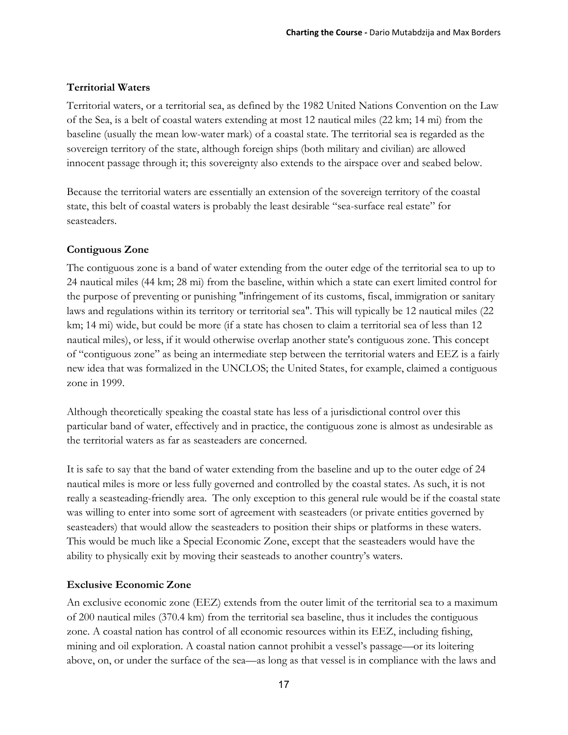### Territorial Waters

Territorial waters, or a territorial sea, as defined by the 1982 United Nations Convention on the Law of the Sea, is a belt of coastal waters extending at most 12 nautical miles (22 km; 14 mi) from the baseline (usually the mean low-water mark) of a coastal state. The territorial sea is regarded as the sovereign territory of the state, although foreign ships (both military and civilian) are allowed innocent passage through it; this sovereignty also extends to the airspace over and seabed below.

Because the territorial waters are essentially an extension of the sovereign territory of the coastal state, this belt of coastal waters is probably the least desirable "sea-surface real estate" for seasteaders.

### Contiguous Zone

The contiguous zone is a band of water extending from the outer edge of the territorial sea to up to 24 nautical miles (44 km; 28 mi) from the baseline, within which a state can exert limited control for the purpose of preventing or punishing "infringement of its customs, fiscal, immigration or sanitary laws and regulations within its territory or territorial sea". This will typically be 12 nautical miles (22 km; 14 mi) wide, but could be more (if a state has chosen to claim a territorial sea of less than 12 nautical miles), or less, if it would otherwise overlap another state's contiguous zone. This concept of "contiguous zone" as being an intermediate step between the territorial waters and EEZ is a fairly new idea that was formalized in the UNCLOS; the United States, for example, claimed a contiguous zone in 1999.

Although theoretically speaking the coastal state has less of a jurisdictional control over this particular band of water, effectively and in practice, the contiguous zone is almost as undesirable as the territorial waters as far as seasteaders are concerned.

It is safe to say that the band of water extending from the baseline and up to the outer edge of 24 nautical miles is more or less fully governed and controlled by the coastal states. As such, it is not really a seasteading-friendly area. The only exception to this general rule would be if the coastal state was willing to enter into some sort of agreement with seasteaders (or private entities governed by seasteaders) that would allow the seasteaders to position their ships or platforms in these waters. This would be much like a Special Economic Zone, except that the seasteaders would have the ability to physically exit by moving their seasteads to another country's waters.

### Exclusive Economic Zone

An exclusive economic zone (EEZ) extends from the outer limit of the territorial sea to a maximum of 200 nautical miles (370.4 km) from the territorial sea baseline, thus it includes the contiguous zone. A coastal nation has control of all economic resources within its EEZ, including fishing, mining and oil exploration. A coastal nation cannot prohibit a vessel's passage—or its loitering above, on, or under the surface of the sea—as long as that vessel is in compliance with the laws and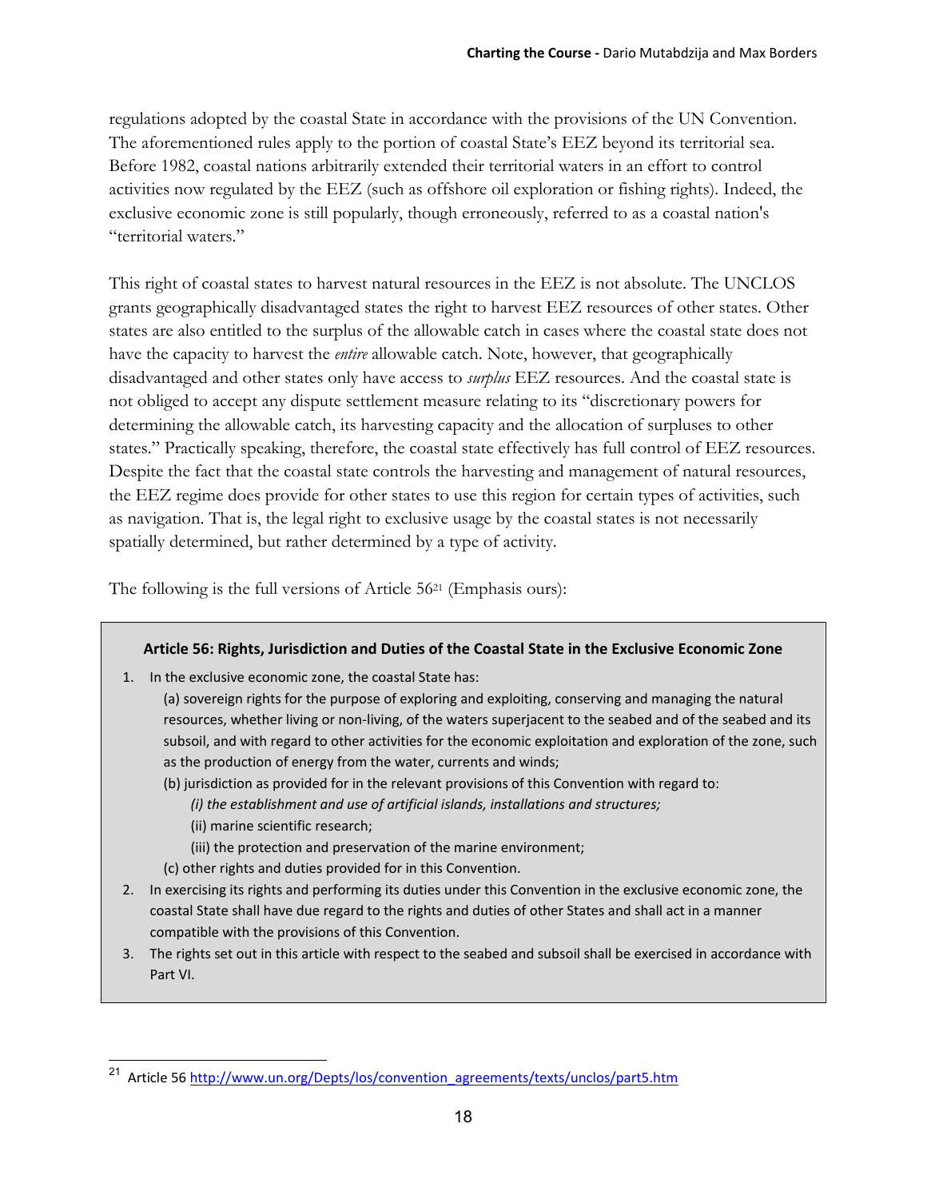regulations adopted by the coastal State in accordance with the provisions of the UN Convention. The aforementioned rules apply to the portion of coastal State's EEZ beyond its territorial sea. Before 1982, coastal nations arbitrarily extended their territorial waters in an effort to control activities now regulated by the EEZ (such as offshore oil exploration or fishing rights). Indeed, the exclusive economic zone is still popularly, though erroneously, referred to as a coastal nation's "territorial waters."

This right of coastal states to harvest natural resources in the EEZ is not absolute. The UNCLOS grants geographically disadvantaged states the right to harvest EEZ resources of other states. Other states are also entitled to the surplus of the allowable catch in cases where the coastal state does not have the capacity to harvest the *entire* allowable catch. Note, however, that geographically disadvantaged and other states only have access to *surplus* EEZ resources. And the coastal state is not obliged to accept any dispute settlement measure relating to its "discretionary powers for determining the allowable catch, its harvesting capacity and the allocation of surpluses to other states." Practically speaking, therefore, the coastal state effectively has full control of EEZ resources. Despite the fact that the coastal state controls the harvesting and management of natural resources, the EEZ regime does provide for other states to use this region for certain types of activities, such as navigation. That is, the legal right to exclusive usage by the coastal states is not necessarily spatially determined, but rather determined by a type of activity.

The following is the full versions of Article 56[21] (Emphasis ours):

> **Article 56: Rights, Jurisdiction and Duties of the Coastal State in the Exclusive Economic Zone**
>
> 1. In the exclusive economic zone, the coastal State has:
>    (a) sovereign rights for the purpose of exploring and exploiting, conserving and managing the natural resources, whether living or non-living, of the waters superjacent to the seabed and of the seabed and its subsoil, and with regard to other activities for the economic exploitation and exploration of the zone, such as the production of energy from the water, currents and winds;
>    (b) jurisdiction as provided for in the relevant provisions of this Convention with regard to:
>       *(i) the establishment and use of artificial islands, installations and structures;*
>       (ii) marine scientific research;
>       (iii) the protection and preservation of the marine environment;
>    (c) other rights and duties provided for in this Convention.
> 2. In exercising its rights and performing its duties under this Convention in the exclusive economic zone, the coastal State shall have due regard to the rights and duties of other States and shall act in a manner compatible with the provisions of this Convention.
> 3. The rights set out in this article with respect to the seabed and subsoil shall be exercised in accordance with Part VI.

[21] Article 56 http://www.un.org/Depts/los/convention_agreements/texts/unclos/part5.htm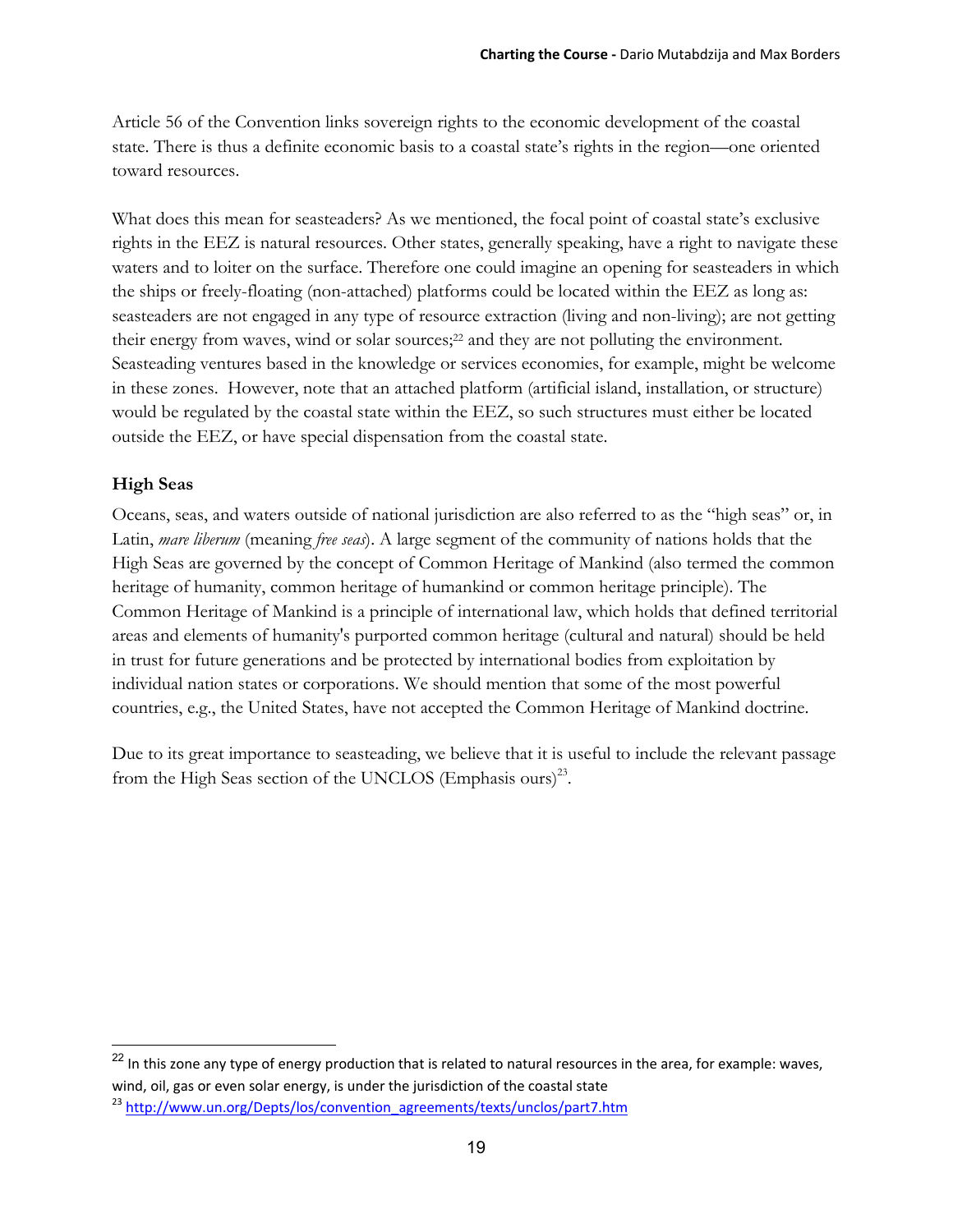Article 56 of the Convention links sovereign rights to the economic development of the coastal state. There is thus a definite economic basis to a coastal state's rights in the region—one oriented toward resources.

What does this mean for seasteaders? As we mentioned, the focal point of coastal state's exclusive rights in the EEZ is natural resources. Other states, generally speaking, have a right to navigate these waters and to loiter on the surface. Therefore one could imagine an opening for seasteaders in which the ships or freely-floating (non-attached) platforms could be located within the EEZ as long as: seasteaders are not engaged in any type of resource extraction (living and non-living); are not getting their energy from waves, wind or solar sources;[22] and they are not polluting the environment. Seasteading ventures based in the knowledge or services economies, for example, might be welcome in these zones. However, note that an attached platform (artificial island, installation, or structure) would be regulated by the coastal state within the EEZ, so such structures must either be located outside the EEZ, or have special dispensation from the coastal state.

**High Seas**

Oceans, seas, and waters outside of national jurisdiction are also referred to as the "high seas" or, in Latin, *mare liberum* (meaning *free seas*). A large segment of the community of nations holds that the High Seas are governed by the concept of Common Heritage of Mankind (also termed the common heritage of humanity, common heritage of humankind or common heritage principle). The Common Heritage of Mankind is a principle of international law, which holds that defined territorial areas and elements of humanity's purported common heritage (cultural and natural) should be held in trust for future generations and be protected by international bodies from exploitation by individual nation states or corporations. We should mention that some of the most powerful countries, e.g., the United States, have not accepted the Common Heritage of Mankind doctrine.

Due to its great importance to seasteading, we believe that it is useful to include the relevant passage from the High Seas section of the UNCLOS (Emphasis ours)[23].

---

[22] In this zone any type of energy production that is related to natural resources in the area, for example: waves, wind, oil, gas or even solar energy, is under the jurisdiction of the coastal state

[23] http://www.un.org/Depts/los/convention_agreements/texts/unclos/part7.htm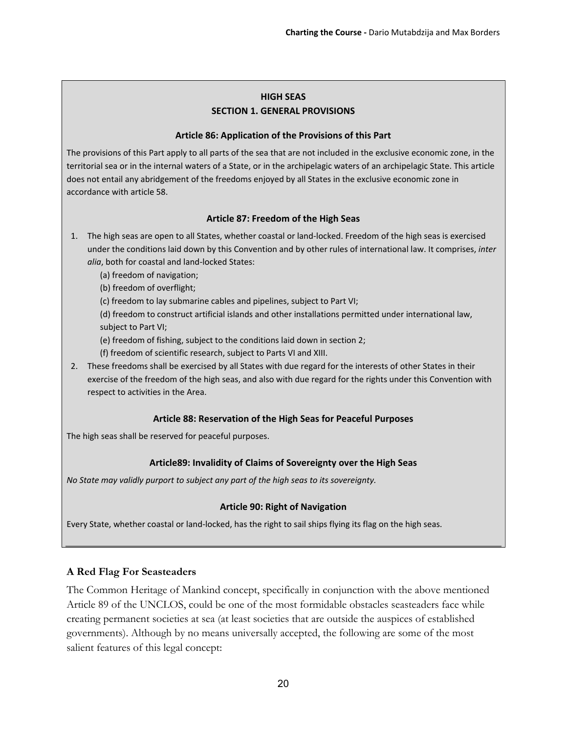**HIGH SEAS**

**SECTION 1. GENERAL PROVISIONS**

**Article 86: Application of the Provisions of this Part**

The provisions of this Part apply to all parts of the sea that are not included in the exclusive economic zone, in the territorial sea or in the internal waters of a State, or in the archipelagic waters of an archipelagic State. This article does not entail any abridgement of the freedoms enjoyed by all States in the exclusive economic zone in accordance with article 58.

**Article 87: Freedom of the High Seas**

1. The high seas are open to all States, whether coastal or land-locked. Freedom of the high seas is exercised under the conditions laid down by this Convention and by other rules of international law. It comprises, *inter alia*, both for coastal and land-locked States:
   (a) freedom of navigation;
   (b) freedom of overflight;
   (c) freedom to lay submarine cables and pipelines, subject to Part VI;
   (d) freedom to construct artificial islands and other installations permitted under international law, subject to Part VI;
   (e) freedom of fishing, subject to the conditions laid down in section 2;
   (f) freedom of scientific research, subject to Parts VI and XIII.
2. These freedoms shall be exercised by all States with due regard for the interests of other States in their exercise of the freedom of the high seas, and also with due regard for the rights under this Convention with respect to activities in the Area.

**Article 88: Reservation of the High Seas for Peaceful Purposes**

The high seas shall be reserved for peaceful purposes.

**Article89: Invalidity of Claims of Sovereignty over the High Seas**

*No State may validly purport to subject any part of the high seas to its sovereignty.*

**Article 90: Right of Navigation**

Every State, whether coastal or land-locked, has the right to sail ships flying its flag on the high seas.

### A Red Flag For Seasteaders

The Common Heritage of Mankind concept, specifically in conjunction with the above mentioned Article 89 of the UNCLOS, could be one of the most formidable obstacles seasteaders face while creating permanent societies at sea (at least societies that are outside the auspices of established governments). Although by no means universally accepted, the following are some of the most salient features of this legal concept: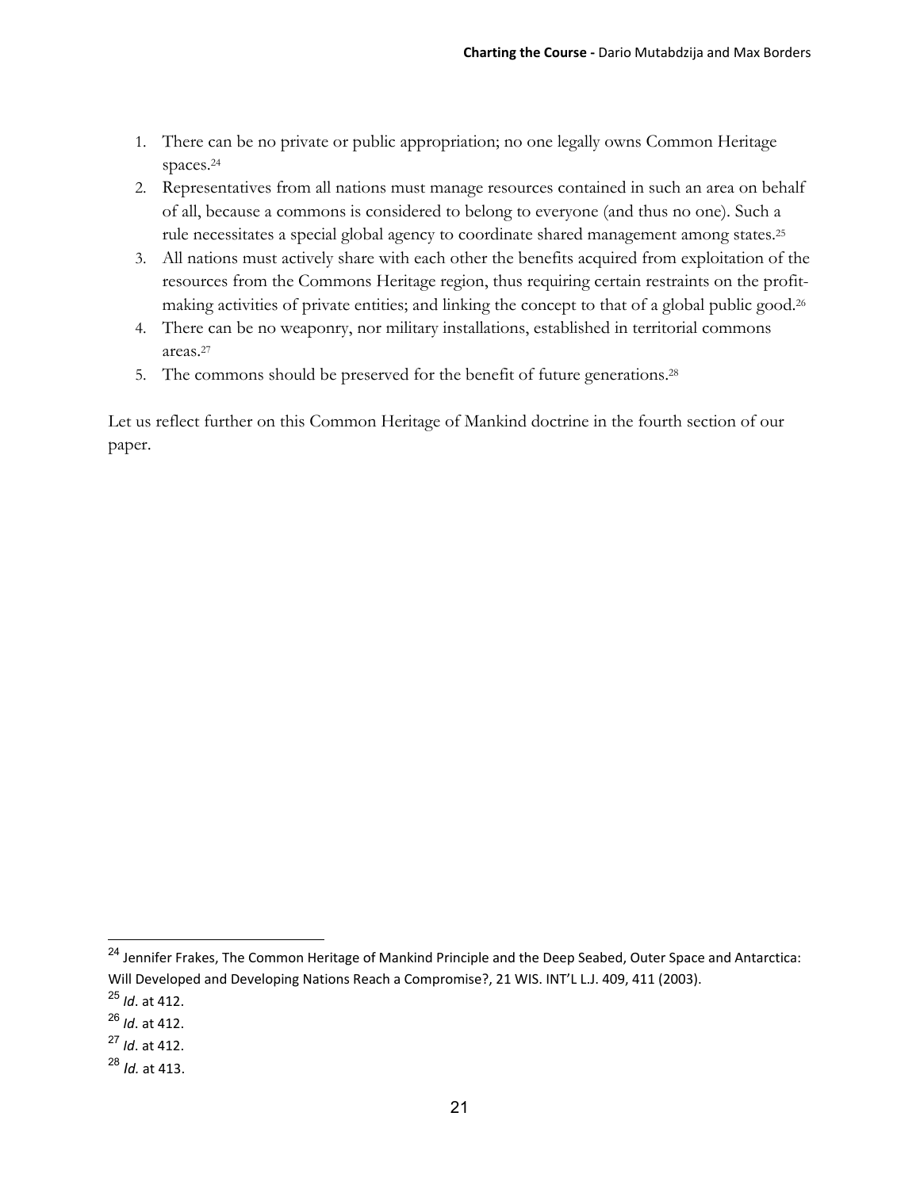1. There can be no private or public appropriation; no one legally owns Common Heritage spaces.[24]
2. Representatives from all nations must manage resources contained in such an area on behalf of all, because a commons is considered to belong to everyone (and thus no one). Such a rule necessitates a special global agency to coordinate shared management among states.[25]
3. All nations must actively share with each other the benefits acquired from exploitation of the resources from the Commons Heritage region, thus requiring certain restraints on the profit-making activities of private entities; and linking the concept to that of a global public good.[26]
4. There can be no weaponry, nor military installations, established in territorial commons areas.[27]
5. The commons should be preserved for the benefit of future generations.[28]

Let us reflect further on this Common Heritage of Mankind doctrine in the fourth section of our paper.

---

[24] Jennifer Frakes, The Common Heritage of Mankind Principle and the Deep Seabed, Outer Space and Antarctica: Will Developed and Developing Nations Reach a Compromise?, 21 WIS. INT'L L.J. 409, 411 (2003).

[25] *Id*. at 412.

[26] *Id*. at 412.

[27] *Id*. at 412.

[28] *Id.* at 413.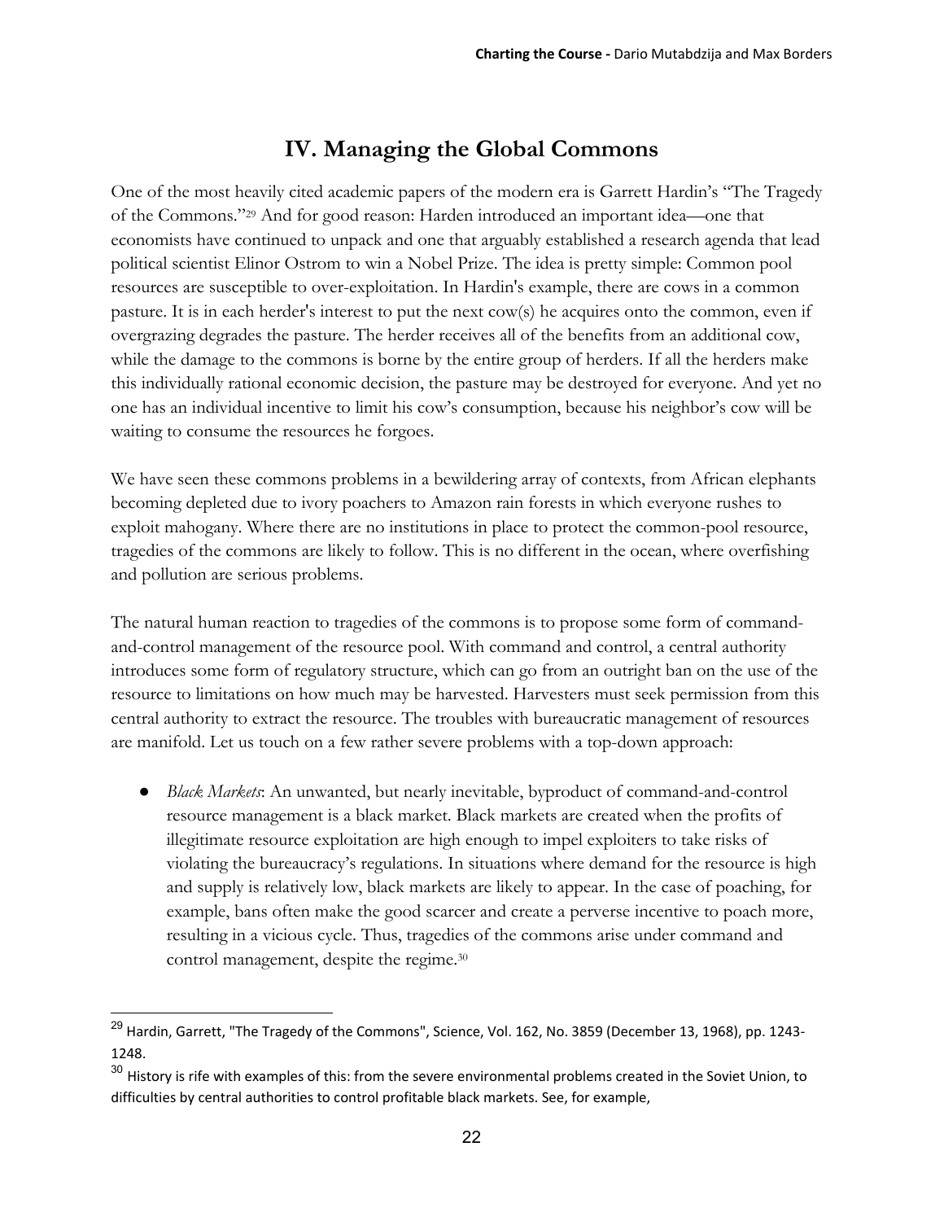## IV. Managing the Global Commons

One of the most heavily cited academic papers of the modern era is Garrett Hardin's "The Tragedy of the Commons."[29] And for good reason: Harden introduced an important idea—one that economists have continued to unpack and one that arguably established a research agenda that lead political scientist Elinor Ostrom to win a Nobel Prize. The idea is pretty simple: Common pool resources are susceptible to over-exploitation. In Hardin's example, there are cows in a common pasture. It is in each herder's interest to put the next cow(s) he acquires onto the common, even if overgrazing degrades the pasture. The herder receives all of the benefits from an additional cow, while the damage to the commons is borne by the entire group of herders. If all the herders make this individually rational economic decision, the pasture may be destroyed for everyone. And yet no one has an individual incentive to limit his cow's consumption, because his neighbor's cow will be waiting to consume the resources he forgoes.

We have seen these commons problems in a bewildering array of contexts, from African elephants becoming depleted due to ivory poachers to Amazon rain forests in which everyone rushes to exploit mahogany. Where there are no institutions in place to protect the common-pool resource, tragedies of the commons are likely to follow. This is no different in the ocean, where overfishing and pollution are serious problems.

The natural human reaction to tragedies of the commons is to propose some form of command-and-control management of the resource pool. With command and control, a central authority introduces some form of regulatory structure, which can go from an outright ban on the use of the resource to limitations on how much may be harvested. Harvesters must seek permission from this central authority to extract the resource. The troubles with bureaucratic management of resources are manifold. Let us touch on a few rather severe problems with a top-down approach:

- *Black Markets*: An unwanted, but nearly inevitable, byproduct of command-and-control resource management is a black market. Black markets are created when the profits of illegitimate resource exploitation are high enough to impel exploiters to take risks of violating the bureaucracy's regulations. In situations where demand for the resource is high and supply is relatively low, black markets are likely to appear. In the case of poaching, for example, bans often make the good scarcer and create a perverse incentive to poach more, resulting in a vicious cycle. Thus, tragedies of the commons arise under command and control management, despite the regime.[30]

---

[29] Hardin, Garrett, "The Tragedy of the Commons", Science, Vol. 162, No. 3859 (December 13, 1968), pp. 1243-1248.

[30] History is rife with examples of this: from the severe environmental problems created in the Soviet Union, to difficulties by central authorities to control profitable black markets. See, for example,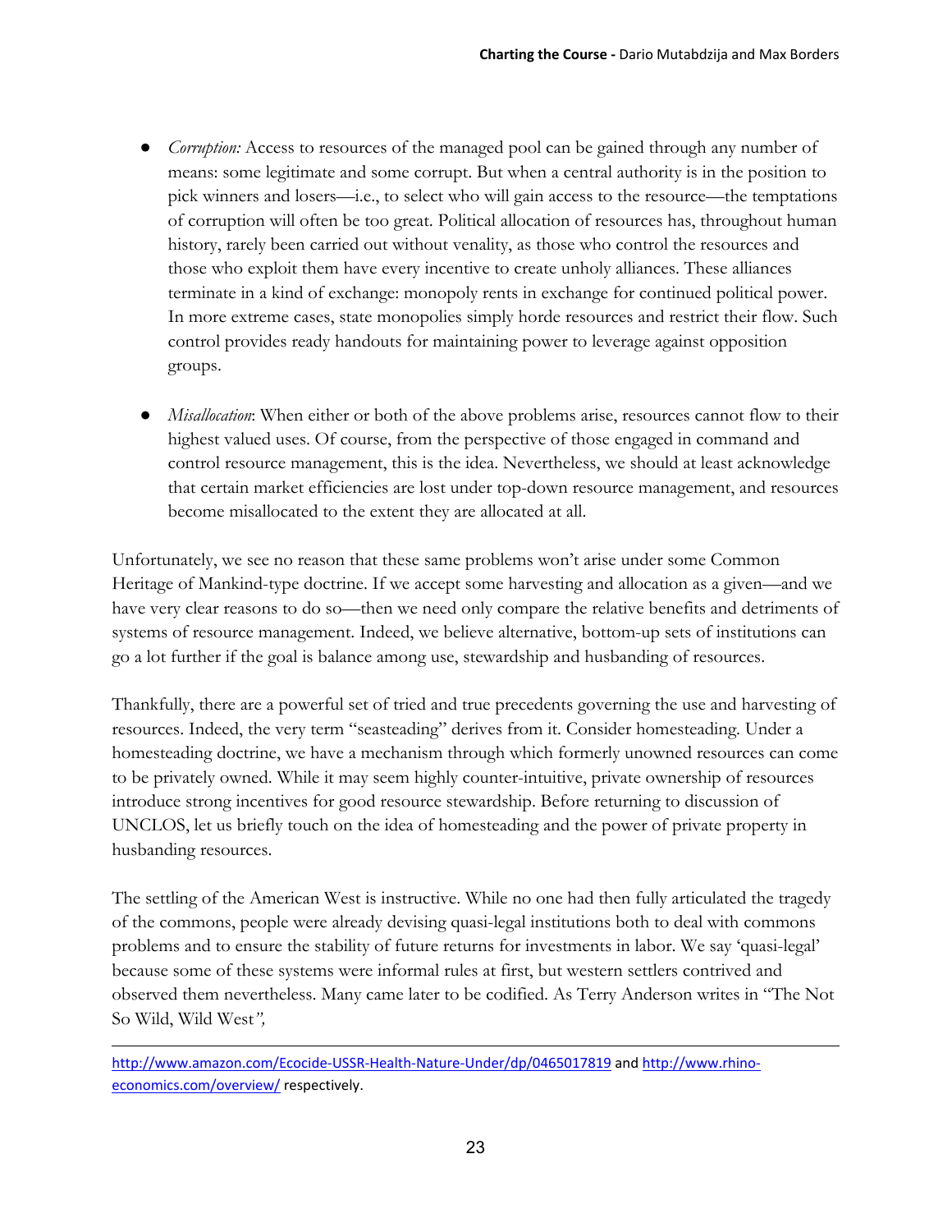- *Corruption:* Access to resources of the managed pool can be gained through any number of means: some legitimate and some corrupt. But when a central authority is in the position to pick winners and losers—i.e., to select who will gain access to the resource—the temptations of corruption will often be too great. Political allocation of resources has, throughout human history, rarely been carried out without venality, as those who control the resources and those who exploit them have every incentive to create unholy alliances. These alliances terminate in a kind of exchange: monopoly rents in exchange for continued political power. In more extreme cases, state monopolies simply horde resources and restrict their flow. Such control provides ready handouts for maintaining power to leverage against opposition groups.

- *Misallocation*: When either or both of the above problems arise, resources cannot flow to their highest valued uses. Of course, from the perspective of those engaged in command and control resource management, this is the idea. Nevertheless, we should at least acknowledge that certain market efficiencies are lost under top-down resource management, and resources become misallocated to the extent they are allocated at all.

Unfortunately, we see no reason that these same problems won't arise under some Common Heritage of Mankind-type doctrine. If we accept some harvesting and allocation as a given—and we have very clear reasons to do so—then we need only compare the relative benefits and detriments of systems of resource management. Indeed, we believe alternative, bottom-up sets of institutions can go a lot further if the goal is balance among use, stewardship and husbanding of resources.

Thankfully, there are a powerful set of tried and true precedents governing the use and harvesting of resources. Indeed, the very term "seasteading" derives from it. Consider homesteading. Under a homesteading doctrine, we have a mechanism through which formerly unowned resources can come to be privately owned. While it may seem highly counter-intuitive, private ownership of resources introduce strong incentives for good resource stewardship. Before returning to discussion of UNCLOS, let us briefly touch on the idea of homesteading and the power of private property in husbanding resources.

The settling of the American West is instructive. While no one had then fully articulated the tragedy of the commons, people were already devising quasi-legal institutions both to deal with commons problems and to ensure the stability of future returns for investments in labor. We say 'quasi-legal' because some of these systems were informal rules at first, but western settlers contrived and observed them nevertheless. Many came later to be codified. As Terry Anderson writes in "The Not So Wild, Wild West*",*

---

http://www.amazon.com/Ecocide-USSR-Health-Nature-Under/dp/0465017819 and http://www.rhino-economics.com/overview/ respectively.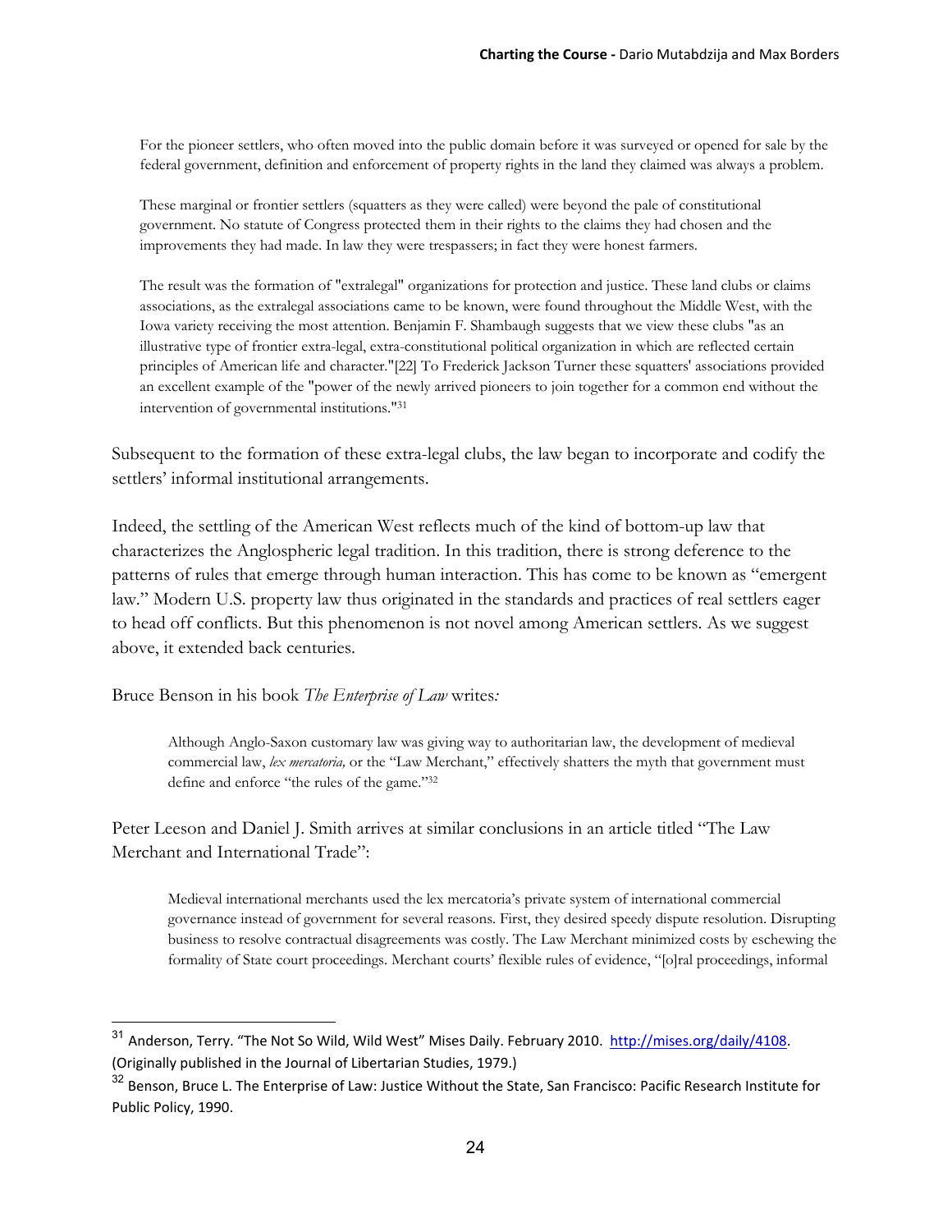> For the pioneer settlers, who often moved into the public domain before it was surveyed or opened for sale by the federal government, definition and enforcement of property rights in the land they claimed was always a problem.
>
> These marginal or frontier settlers (squatters as they were called) were beyond the pale of constitutional government. No statute of Congress protected them in their rights to the claims they had chosen and the improvements they had made. In law they were trespassers; in fact they were honest farmers.
>
> The result was the formation of "extralegal" organizations for protection and justice. These land clubs or claims associations, as the extralegal associations came to be known, were found throughout the Middle West, with the Iowa variety receiving the most attention. Benjamin F. Shambaugh suggests that we view these clubs "as an illustrative type of frontier extra-legal, extra-constitutional political organization in which are reflected certain principles of American life and character."[22] To Frederick Jackson Turner these squatters' associations provided an excellent example of the "power of the newly arrived pioneers to join together for a common end without the intervention of governmental institutions."[31]

Subsequent to the formation of these extra-legal clubs, the law began to incorporate and codify the settlers' informal institutional arrangements.

Indeed, the settling of the American West reflects much of the kind of bottom-up law that characterizes the Anglospheric legal tradition. In this tradition, there is strong deference to the patterns of rules that emerge through human interaction. This has come to be known as "emergent law." Modern U.S. property law thus originated in the standards and practices of real settlers eager to head off conflicts. But this phenomenon is not novel among American settlers. As we suggest above, it extended back centuries.

Bruce Benson in his book *The Enterprise of Law* writes*:*

> Although Anglo-Saxon customary law was giving way to authoritarian law, the development of medieval commercial law, *lex mercatoria,* or the "Law Merchant," effectively shatters the myth that government must define and enforce "the rules of the game."[32]

Peter Leeson and Daniel J. Smith arrives at similar conclusions in an article titled "The Law Merchant and International Trade":

> Medieval international merchants used the lex mercatoria's private system of international commercial governance instead of government for several reasons. First, they desired speedy dispute resolution. Disrupting business to resolve contractual disagreements was costly. The Law Merchant minimized costs by eschewing the formality of State court proceedings. Merchant courts' flexible rules of evidence, "[o]ral proceedings, informal

---

[31] Anderson, Terry. "The Not So Wild, Wild West" Mises Daily. February 2010. http://mises.org/daily/4108. (Originally published in the Journal of Libertarian Studies, 1979.)

[32] Benson, Bruce L. The Enterprise of Law: Justice Without the State, San Francisco: Pacific Research Institute for Public Policy, 1990.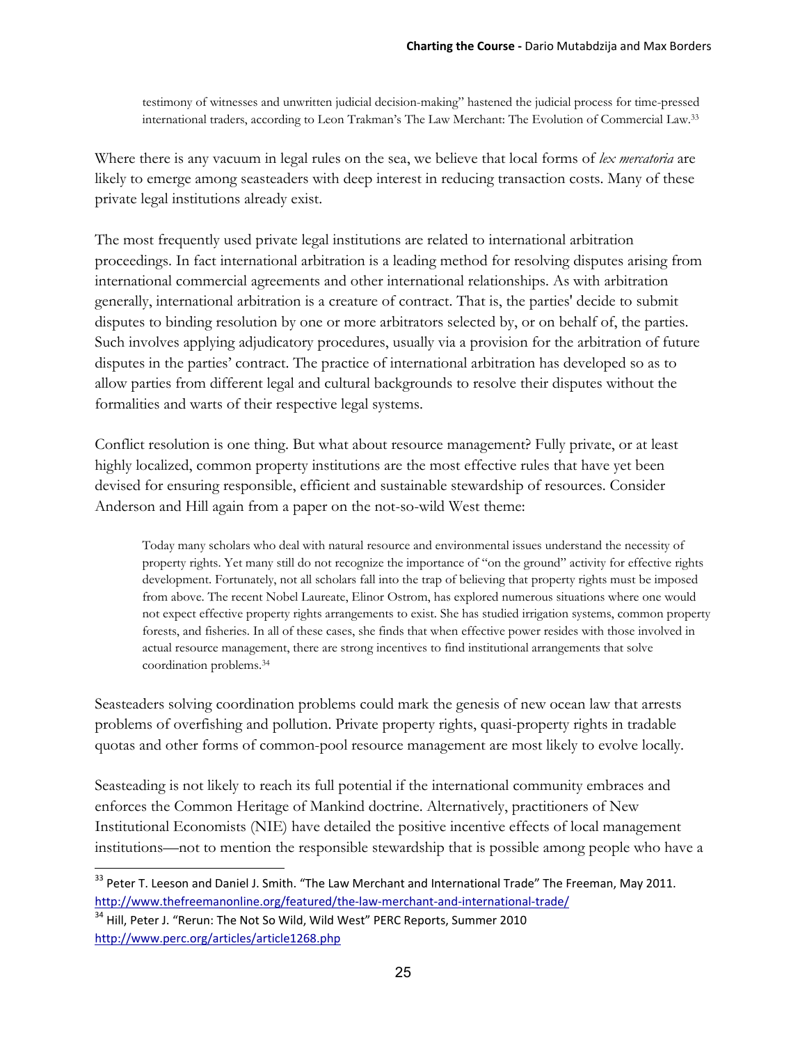> testimony of witnesses and unwritten judicial decision-making" hastened the judicial process for time-pressed international traders, according to Leon Trakman's The Law Merchant: The Evolution of Commercial Law.[33]

Where there is any vacuum in legal rules on the sea, we believe that local forms of *lex mercatoria* are likely to emerge among seasteaders with deep interest in reducing transaction costs. Many of these private legal institutions already exist.

The most frequently used private legal institutions are related to international arbitration proceedings. In fact international arbitration is a leading method for resolving disputes arising from international commercial agreements and other international relationships. As with arbitration generally, international arbitration is a creature of contract. That is, the parties' decide to submit disputes to binding resolution by one or more arbitrators selected by, or on behalf of, the parties. Such involves applying adjudicatory procedures, usually via a provision for the arbitration of future disputes in the parties' contract. The practice of international arbitration has developed so as to allow parties from different legal and cultural backgrounds to resolve their disputes without the formalities and warts of their respective legal systems.

Conflict resolution is one thing. But what about resource management? Fully private, or at least highly localized, common property institutions are the most effective rules that have yet been devised for ensuring responsible, efficient and sustainable stewardship of resources. Consider Anderson and Hill again from a paper on the not-so-wild West theme:

> Today many scholars who deal with natural resource and environmental issues understand the necessity of property rights. Yet many still do not recognize the importance of "on the ground" activity for effective rights development. Fortunately, not all scholars fall into the trap of believing that property rights must be imposed from above. The recent Nobel Laureate, Elinor Ostrom, has explored numerous situations where one would not expect effective property rights arrangements to exist. She has studied irrigation systems, common property forests, and fisheries. In all of these cases, she finds that when effective power resides with those involved in actual resource management, there are strong incentives to find institutional arrangements that solve coordination problems.[34]

Seasteaders solving coordination problems could mark the genesis of new ocean law that arrests problems of overfishing and pollution. Private property rights, quasi-property rights in tradable quotas and other forms of common-pool resource management are most likely to evolve locally.

Seasteading is not likely to reach its full potential if the international community embraces and enforces the Common Heritage of Mankind doctrine. Alternatively, practitioners of New Institutional Economists (NIE) have detailed the positive incentive effects of local management institutions—not to mention the responsible stewardship that is possible among people who have a

---

[33] Peter T. Leeson and Daniel J. Smith. "The Law Merchant and International Trade" The Freeman, May 2011. http://www.thefreemanonline.org/featured/the-law-merchant-and-international-trade/

[34] Hill, Peter J. "Rerun: The Not So Wild, Wild West" PERC Reports, Summer 2010 http://www.perc.org/articles/article1268.php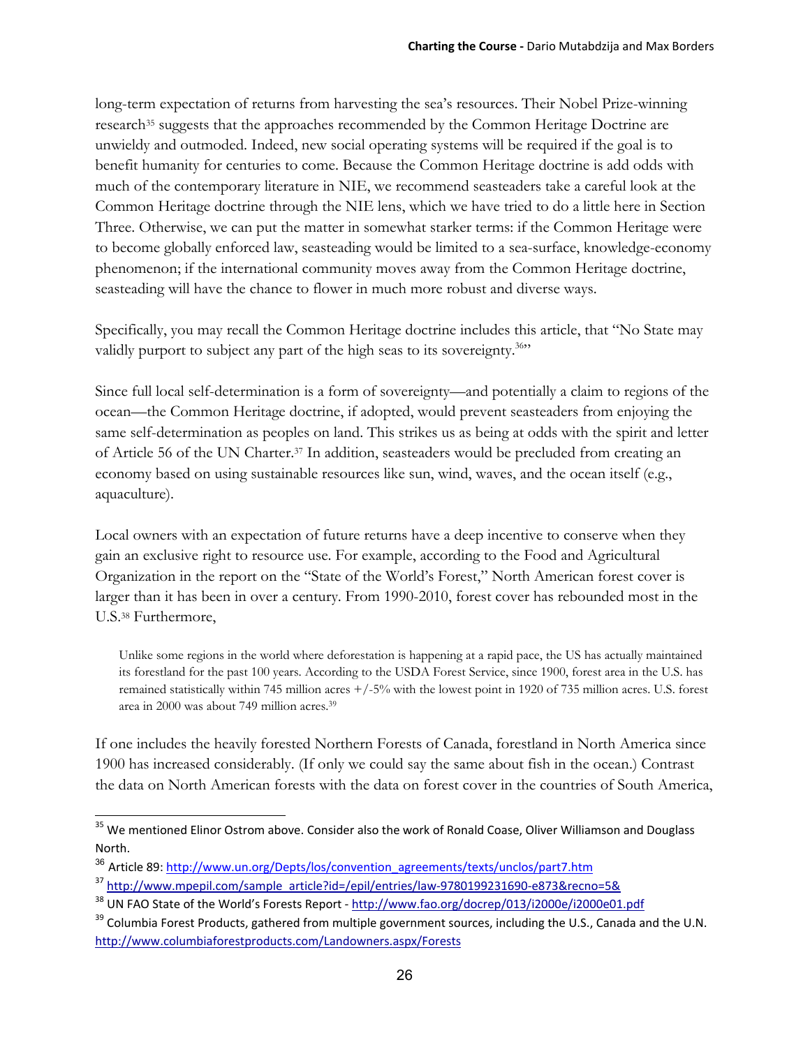long-term expectation of returns from harvesting the sea's resources. Their Nobel Prize-winning research[35] suggests that the approaches recommended by the Common Heritage Doctrine are unwieldy and outmoded. Indeed, new social operating systems will be required if the goal is to benefit humanity for centuries to come. Because the Common Heritage doctrine is add odds with much of the contemporary literature in NIE, we recommend seasteaders take a careful look at the Common Heritage doctrine through the NIE lens, which we have tried to do a little here in Section Three. Otherwise, we can put the matter in somewhat starker terms: if the Common Heritage were to become globally enforced law, seasteading would be limited to a sea-surface, knowledge-economy phenomenon; if the international community moves away from the Common Heritage doctrine, seasteading will have the chance to flower in much more robust and diverse ways.

Specifically, you may recall the Common Heritage doctrine includes this article, that "No State may validly purport to subject any part of the high seas to its sovereignty.[36]"

Since full local self-determination is a form of sovereignty—and potentially a claim to regions of the ocean—the Common Heritage doctrine, if adopted, would prevent seasteaders from enjoying the same self-determination as peoples on land. This strikes us as being at odds with the spirit and letter of Article 56 of the UN Charter.[37] In addition, seasteaders would be precluded from creating an economy based on using sustainable resources like sun, wind, waves, and the ocean itself (e.g., aquaculture).

Local owners with an expectation of future returns have a deep incentive to conserve when they gain an exclusive right to resource use. For example, according to the Food and Agricultural Organization in the report on the "State of the World's Forest," North American forest cover is larger than it has been in over a century. From 1990-2010, forest cover has rebounded most in the U.S.[38] Furthermore,

> Unlike some regions in the world where deforestation is happening at a rapid pace, the US has actually maintained its forestland for the past 100 years. According to the USDA Forest Service, since 1900, forest area in the U.S. has remained statistically within 745 million acres +/-5% with the lowest point in 1920 of 735 million acres. U.S. forest area in 2000 was about 749 million acres.[39]

If one includes the heavily forested Northern Forests of Canada, forestland in North America since 1900 has increased considerably. (If only we could say the same about fish in the ocean.) Contrast the data on North American forests with the data on forest cover in the countries of South America,

---

[35] We mentioned Elinor Ostrom above. Consider also the work of Ronald Coase, Oliver Williamson and Douglass North.

[36] Article 89: http://www.un.org/Depts/los/convention_agreements/texts/unclos/part7.htm

[37] http://www.mpepil.com/sample_article?id=/epil/entries/law-9780199231690-e873&recno=5&

[38] UN FAO State of the World's Forests Report - http://www.fao.org/docrep/013/i2000e/i2000e01.pdf

[39] Columbia Forest Products, gathered from multiple government sources, including the U.S., Canada and the U.N. http://www.columbiaforestproducts.com/Landowners.aspx/Forests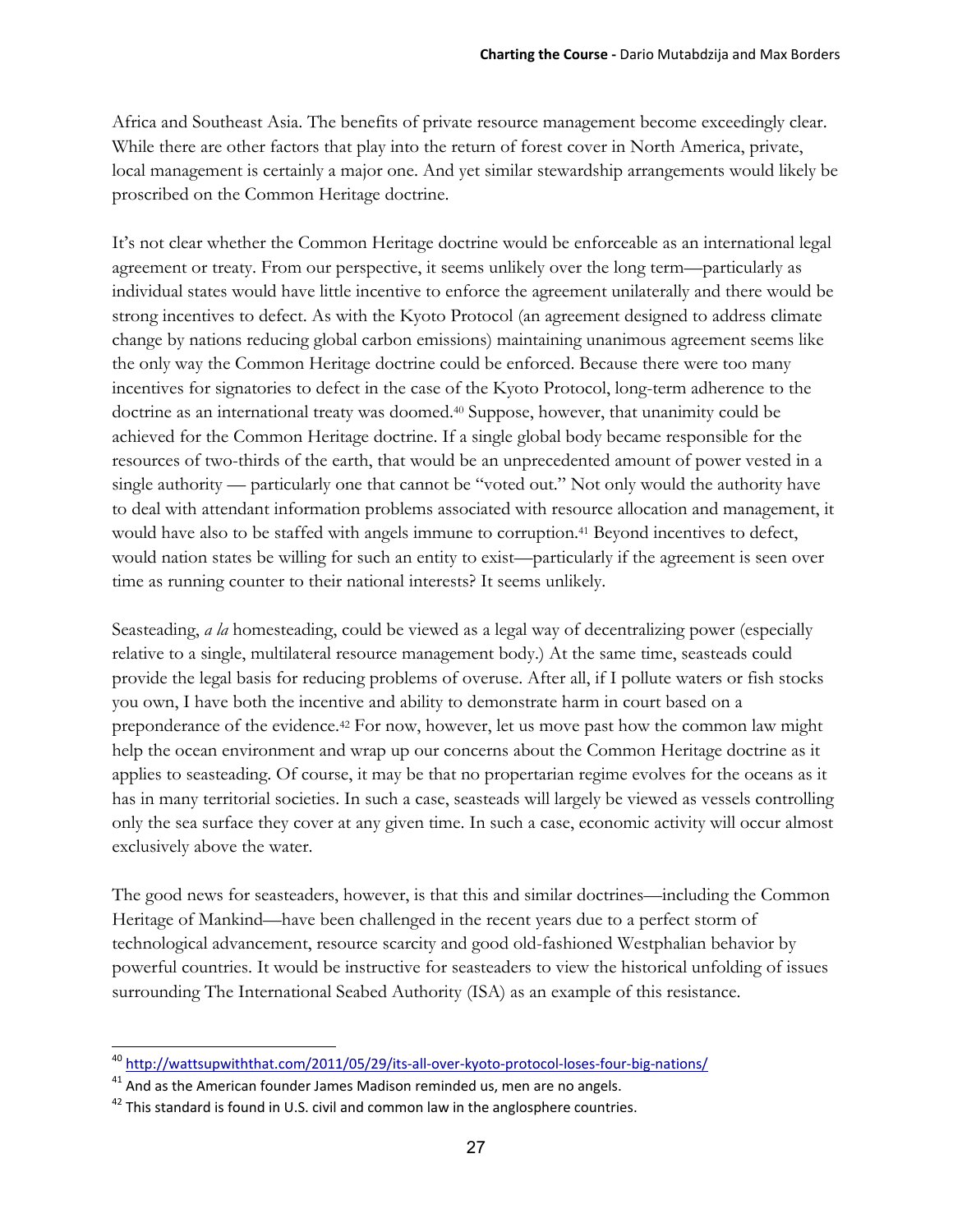Africa and Southeast Asia. The benefits of private resource management become exceedingly clear. While there are other factors that play into the return of forest cover in North America, private, local management is certainly a major one. And yet similar stewardship arrangements would likely be proscribed on the Common Heritage doctrine.

It's not clear whether the Common Heritage doctrine would be enforceable as an international legal agreement or treaty. From our perspective, it seems unlikely over the long term—particularly as individual states would have little incentive to enforce the agreement unilaterally and there would be strong incentives to defect. As with the Kyoto Protocol (an agreement designed to address climate change by nations reducing global carbon emissions) maintaining unanimous agreement seems like the only way the Common Heritage doctrine could be enforced. Because there were too many incentives for signatories to defect in the case of the Kyoto Protocol, long-term adherence to the doctrine as an international treaty was doomed.[40] Suppose, however, that unanimity could be achieved for the Common Heritage doctrine. If a single global body became responsible for the resources of two-thirds of the earth, that would be an unprecedented amount of power vested in a single authority — particularly one that cannot be "voted out." Not only would the authority have to deal with attendant information problems associated with resource allocation and management, it would have also to be staffed with angels immune to corruption.[41] Beyond incentives to defect, would nation states be willing for such an entity to exist—particularly if the agreement is seen over time as running counter to their national interests? It seems unlikely.

Seasteading, *a la* homesteading, could be viewed as a legal way of decentralizing power (especially relative to a single, multilateral resource management body.) At the same time, seasteads could provide the legal basis for reducing problems of overuse. After all, if I pollute waters or fish stocks you own, I have both the incentive and ability to demonstrate harm in court based on a preponderance of the evidence.[42] For now, however, let us move past how the common law might help the ocean environment and wrap up our concerns about the Common Heritage doctrine as it applies to seasteading. Of course, it may be that no propertarian regime evolves for the oceans as it has in many territorial societies. In such a case, seasteads will largely be viewed as vessels controlling only the sea surface they cover at any given time. In such a case, economic activity will occur almost exclusively above the water.

The good news for seasteaders, however, is that this and similar doctrines—including the Common Heritage of Mankind—have been challenged in the recent years due to a perfect storm of technological advancement, resource scarcity and good old-fashioned Westphalian behavior by powerful countries. It would be instructive for seasteaders to view the historical unfolding of issues surrounding The International Seabed Authority (ISA) as an example of this resistance.

---

[40] http://wattsupwiththat.com/2011/05/29/its-all-over-kyoto-protocol-loses-four-big-nations/

[41] And as the American founder James Madison reminded us, men are no angels.

[42] This standard is found in U.S. civil and common law in the anglosphere countries.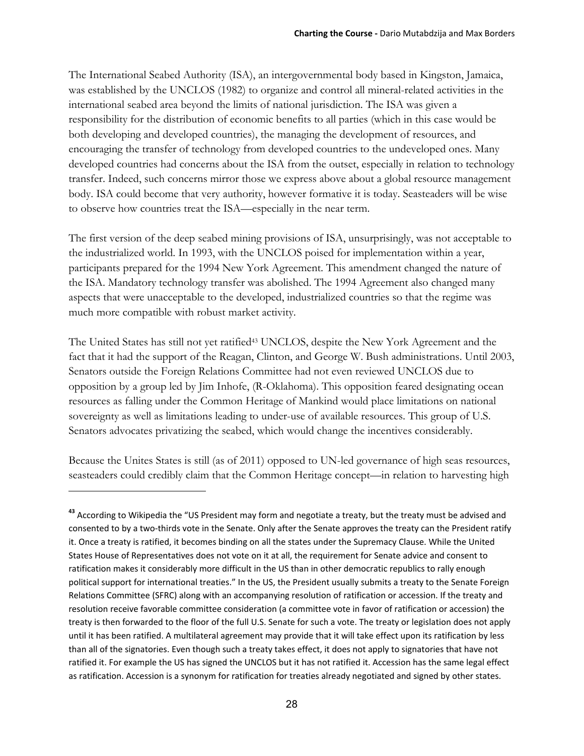The International Seabed Authority (ISA), an intergovernmental body based in Kingston, Jamaica, was established by the UNCLOS (1982) to organize and control all mineral-related activities in the international seabed area beyond the limits of national jurisdiction. The ISA was given a responsibility for the distribution of economic benefits to all parties (which in this case would be both developing and developed countries), the managing the development of resources, and encouraging the transfer of technology from developed countries to the undeveloped ones. Many developed countries had concerns about the ISA from the outset, especially in relation to technology transfer. Indeed, such concerns mirror those we express above about a global resource management body. ISA could become that very authority, however formative it is today. Seasteaders will be wise to observe how countries treat the ISA—especially in the near term.

The first version of the deep seabed mining provisions of ISA, unsurprisingly, was not acceptable to the industrialized world. In 1993, with the UNCLOS poised for implementation within a year, participants prepared for the 1994 New York Agreement. This amendment changed the nature of the ISA. Mandatory technology transfer was abolished. The 1994 Agreement also changed many aspects that were unacceptable to the developed, industrialized countries so that the regime was much more compatible with robust market activity.

The United States has still not yet ratified[43] UNCLOS, despite the New York Agreement and the fact that it had the support of the Reagan, Clinton, and George W. Bush administrations. Until 2003, Senators outside the Foreign Relations Committee had not even reviewed UNCLOS due to opposition by a group led by Jim Inhofe, (R-Oklahoma). This opposition feared designating ocean resources as falling under the Common Heritage of Mankind would place limitations on national sovereignty as well as limitations leading to under-use of available resources. This group of U.S. Senators advocates privatizing the seabed, which would change the incentives considerably.

Because the Unites States is still (as of 2011) opposed to UN-led governance of high seas resources, seasteaders could credibly claim that the Common Heritage concept—in relation to harvesting high

---

[43] According to Wikipedia the "US President may form and negotiate a treaty, but the treaty must be advised and consented to by a two-thirds vote in the Senate. Only after the Senate approves the treaty can the President ratify it. Once a treaty is ratified, it becomes binding on all the states under the Supremacy Clause. While the United States House of Representatives does not vote on it at all, the requirement for Senate advice and consent to ratification makes it considerably more difficult in the US than in other democratic republics to rally enough political support for international treaties." In the US, the President usually submits a treaty to the Senate Foreign Relations Committee (SFRC) along with an accompanying resolution of ratification or accession. If the treaty and resolution receive favorable committee consideration (a committee vote in favor of ratification or accession) the treaty is then forwarded to the floor of the full U.S. Senate for such a vote. The treaty or legislation does not apply until it has been ratified. A multilateral agreement may provide that it will take effect upon its ratification by less than all of the signatories. Even though such a treaty takes effect, it does not apply to signatories that have not ratified it. For example the US has signed the UNCLOS but it has not ratified it. Accession has the same legal effect as ratification. Accession is a synonym for ratification for treaties already negotiated and signed by other states.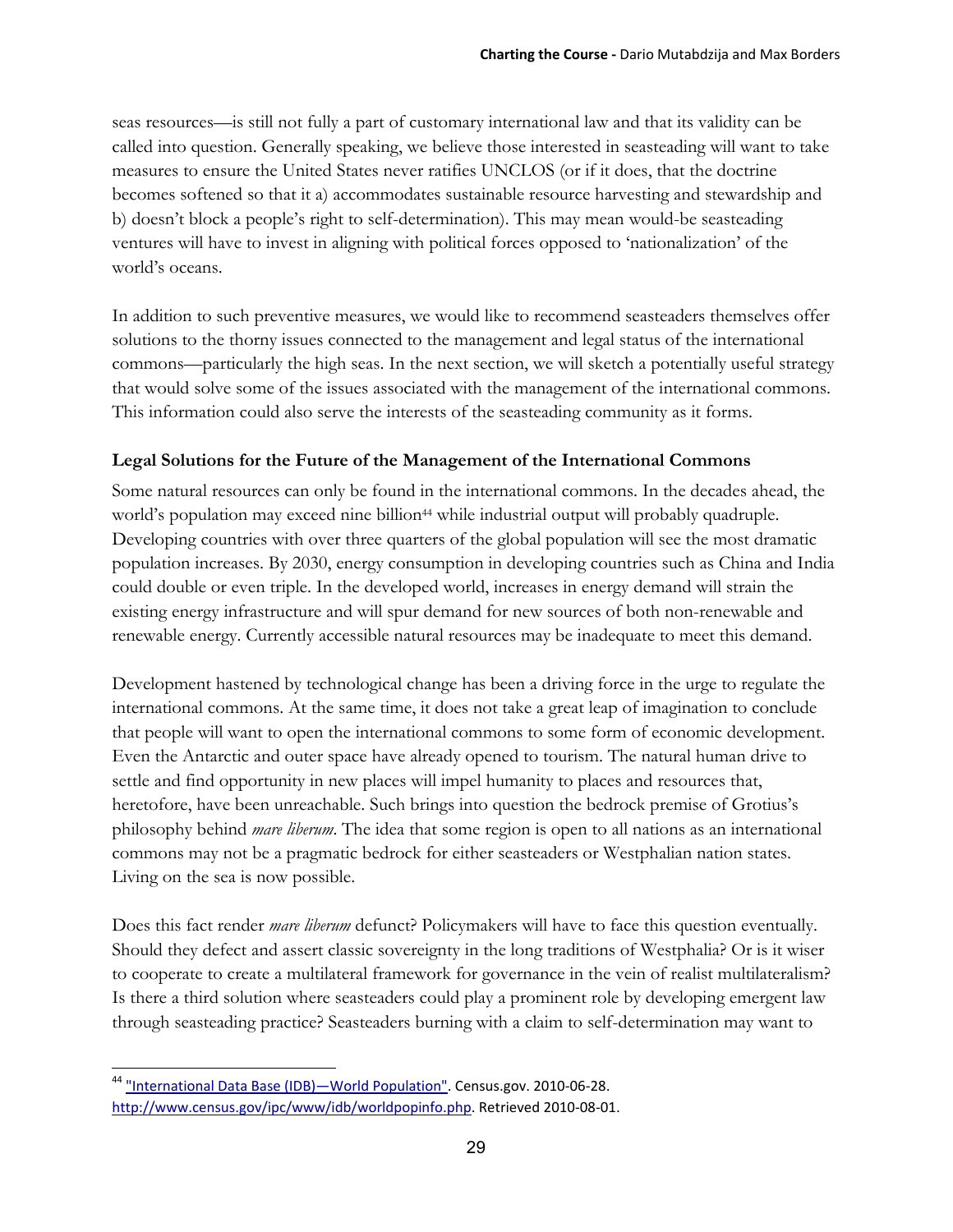seas resources—is still not fully a part of customary international law and that its validity can be called into question. Generally speaking, we believe those interested in seasteading will want to take measures to ensure the United States never ratifies UNCLOS (or if it does, that the doctrine becomes softened so that it a) accommodates sustainable resource harvesting and stewardship and b) doesn't block a people's right to self-determination). This may mean would-be seasteading ventures will have to invest in aligning with political forces opposed to 'nationalization' of the world's oceans.

In addition to such preventive measures, we would like to recommend seasteaders themselves offer solutions to the thorny issues connected to the management and legal status of the international commons—particularly the high seas. In the next section, we will sketch a potentially useful strategy that would solve some of the issues associated with the management of the international commons. This information could also serve the interests of the seasteading community as it forms.

### Legal Solutions for the Future of the Management of the International Commons

Some natural resources can only be found in the international commons. In the decades ahead, the world's population may exceed nine billion[44] while industrial output will probably quadruple. Developing countries with over three quarters of the global population will see the most dramatic population increases. By 2030, energy consumption in developing countries such as China and India could double or even triple. In the developed world, increases in energy demand will strain the existing energy infrastructure and will spur demand for new sources of both non-renewable and renewable energy. Currently accessible natural resources may be inadequate to meet this demand.

Development hastened by technological change has been a driving force in the urge to regulate the international commons. At the same time, it does not take a great leap of imagination to conclude that people will want to open the international commons to some form of economic development. Even the Antarctic and outer space have already opened to tourism. The natural human drive to settle and find opportunity in new places will impel humanity to places and resources that, heretofore, have been unreachable. Such brings into question the bedrock premise of Grotius's philosophy behind *mare liberum*. The idea that some region is open to all nations as an international commons may not be a pragmatic bedrock for either seasteaders or Westphalian nation states. Living on the sea is now possible.

Does this fact render *mare liberum* defunct? Policymakers will have to face this question eventually. Should they defect and assert classic sovereignty in the long traditions of Westphalia? Or is it wiser to cooperate to create a multilateral framework for governance in the vein of realist multilateralism? Is there a third solution where seasteaders could play a prominent role by developing emergent law through seasteading practice? Seasteaders burning with a claim to self-determination may want to

---

[44] "International Data Base (IDB)—World Population". Census.gov. 2010-06-28. http://www.census.gov/ipc/www/idb/worldpopinfo.php. Retrieved 2010-08-01.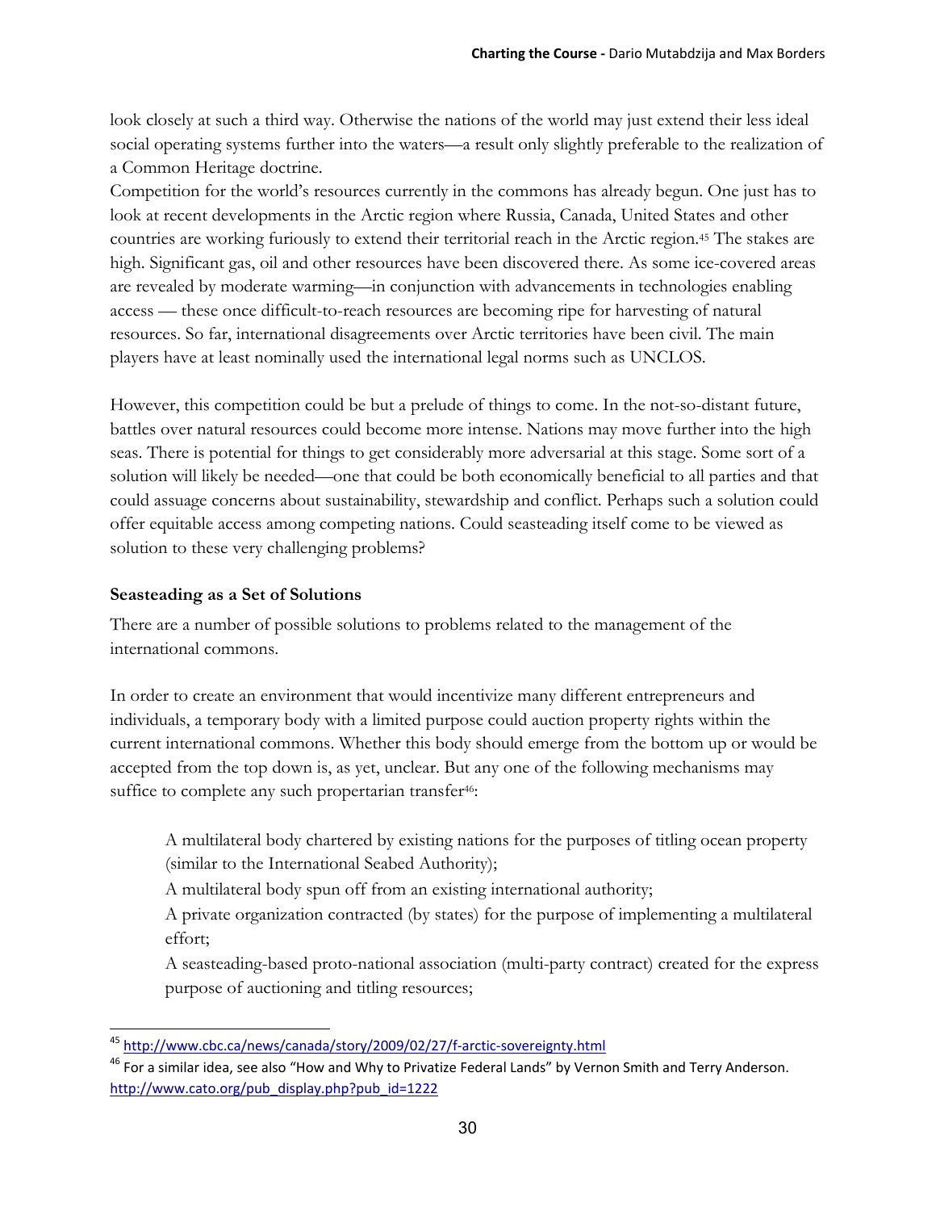look closely at such a third way. Otherwise the nations of the world may just extend their less ideal social operating systems further into the waters—a result only slightly preferable to the realization of a Common Heritage doctrine.

Competition for the world's resources currently in the commons has already begun. One just has to look at recent developments in the Arctic region where Russia, Canada, United States and other countries are working furiously to extend their territorial reach in the Arctic region.[45] The stakes are high. Significant gas, oil and other resources have been discovered there. As some ice-covered areas are revealed by moderate warming—in conjunction with advancements in technologies enabling access — these once difficult-to-reach resources are becoming ripe for harvesting of natural resources. So far, international disagreements over Arctic territories have been civil. The main players have at least nominally used the international legal norms such as UNCLOS.

However, this competition could be but a prelude of things to come. In the not-so-distant future, battles over natural resources could become more intense. Nations may move further into the high seas. There is potential for things to get considerably more adversarial at this stage. Some sort of a solution will likely be needed—one that could be both economically beneficial to all parties and that could assuage concerns about sustainability, stewardship and conflict. Perhaps such a solution could offer equitable access among competing nations. Could seasteading itself come to be viewed as solution to these very challenging problems?

**Seasteading as a Set of Solutions**

There are a number of possible solutions to problems related to the management of the international commons.

In order to create an environment that would incentivize many different entrepreneurs and individuals, a temporary body with a limited purpose could auction property rights within the current international commons. Whether this body should emerge from the bottom up or would be accepted from the top down is, as yet, unclear. But any one of the following mechanisms may suffice to complete any such propertarian transfer[46]:

> A multilateral body chartered by existing nations for the purposes of titling ocean property (similar to the International Seabed Authority);
>
> A multilateral body spun off from an existing international authority;
>
> A private organization contracted (by states) for the purpose of implementing a multilateral effort;
>
> A seasteading-based proto-national association (multi-party contract) created for the express purpose of auctioning and titling resources;

---

[45] http://www.cbc.ca/news/canada/story/2009/02/27/f-arctic-sovereignty.html

[46] For a similar idea, see also "How and Why to Privatize Federal Lands" by Vernon Smith and Terry Anderson. http://www.cato.org/pub_display.php?pub_id=1222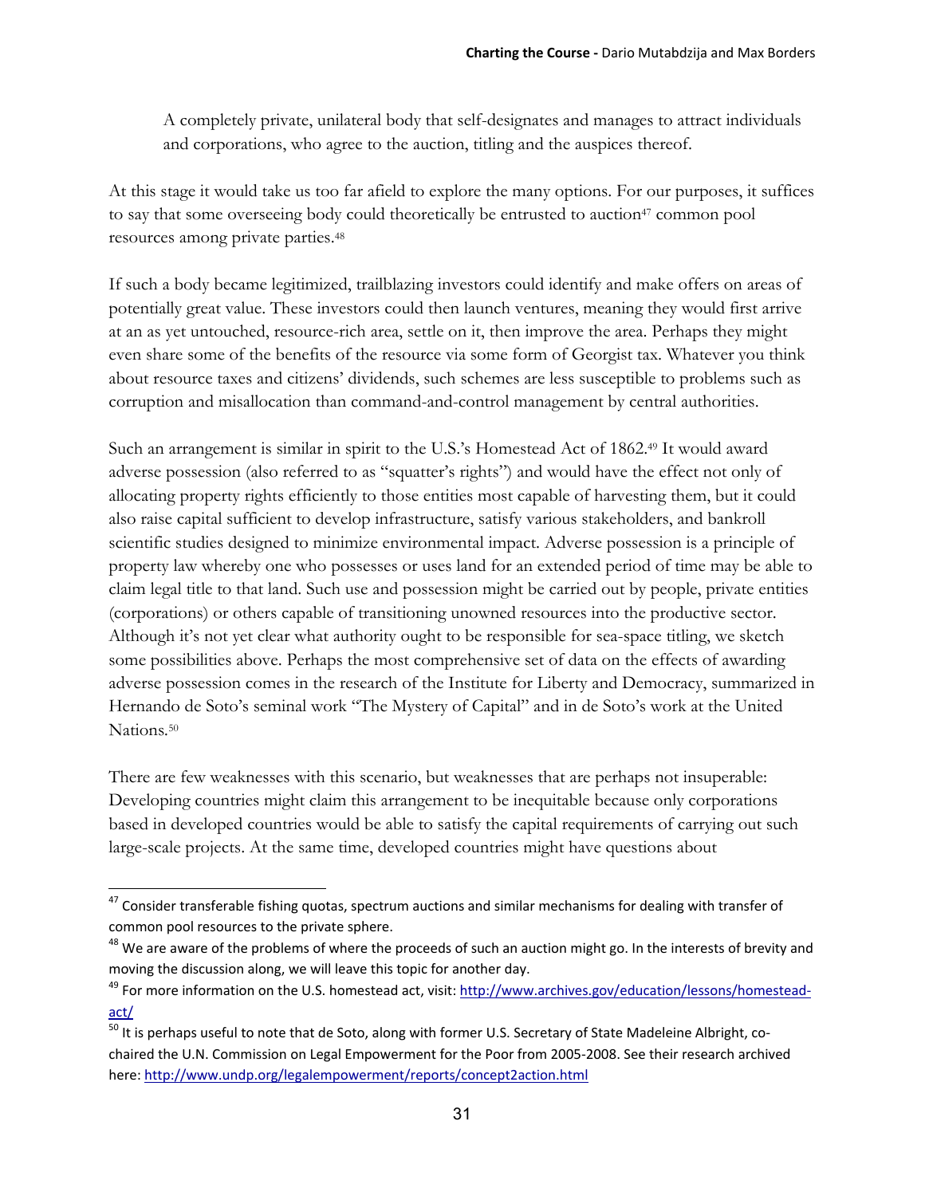A completely private, unilateral body that self-designates and manages to attract individuals and corporations, who agree to the auction, titling and the auspices thereof.

At this stage it would take us too far afield to explore the many options. For our purposes, it suffices to say that some overseeing body could theoretically be entrusted to auction[47] common pool resources among private parties.[48]

If such a body became legitimized, trailblazing investors could identify and make offers on areas of potentially great value. These investors could then launch ventures, meaning they would first arrive at an as yet untouched, resource-rich area, settle on it, then improve the area. Perhaps they might even share some of the benefits of the resource via some form of Georgist tax. Whatever you think about resource taxes and citizens' dividends, such schemes are less susceptible to problems such as corruption and misallocation than command-and-control management by central authorities.

Such an arrangement is similar in spirit to the U.S.'s Homestead Act of 1862.[49] It would award adverse possession (also referred to as "squatter's rights") and would have the effect not only of allocating property rights efficiently to those entities most capable of harvesting them, but it could also raise capital sufficient to develop infrastructure, satisfy various stakeholders, and bankroll scientific studies designed to minimize environmental impact. Adverse possession is a principle of property law whereby one who possesses or uses land for an extended period of time may be able to claim legal title to that land. Such use and possession might be carried out by people, private entities (corporations) or others capable of transitioning unowned resources into the productive sector. Although it's not yet clear what authority ought to be responsible for sea-space titling, we sketch some possibilities above. Perhaps the most comprehensive set of data on the effects of awarding adverse possession comes in the research of the Institute for Liberty and Democracy, summarized in Hernando de Soto's seminal work "The Mystery of Capital" and in de Soto's work at the United Nations.[50]

There are few weaknesses with this scenario, but weaknesses that are perhaps not insuperable: Developing countries might claim this arrangement to be inequitable because only corporations based in developed countries would be able to satisfy the capital requirements of carrying out such large-scale projects. At the same time, developed countries might have questions about

---

[47] Consider transferable fishing quotas, spectrum auctions and similar mechanisms for dealing with transfer of common pool resources to the private sphere.

[48] We are aware of the problems of where the proceeds of such an auction might go. In the interests of brevity and moving the discussion along, we will leave this topic for another day.

[49] For more information on the U.S. homestead act, visit: http://www.archives.gov/education/lessons/homestead-act/

[50] It is perhaps useful to note that de Soto, along with former U.S. Secretary of State Madeleine Albright, co-chaired the U.N. Commission on Legal Empowerment for the Poor from 2005-2008. See their research archived here: http://www.undp.org/legalempowerment/reports/concept2action.html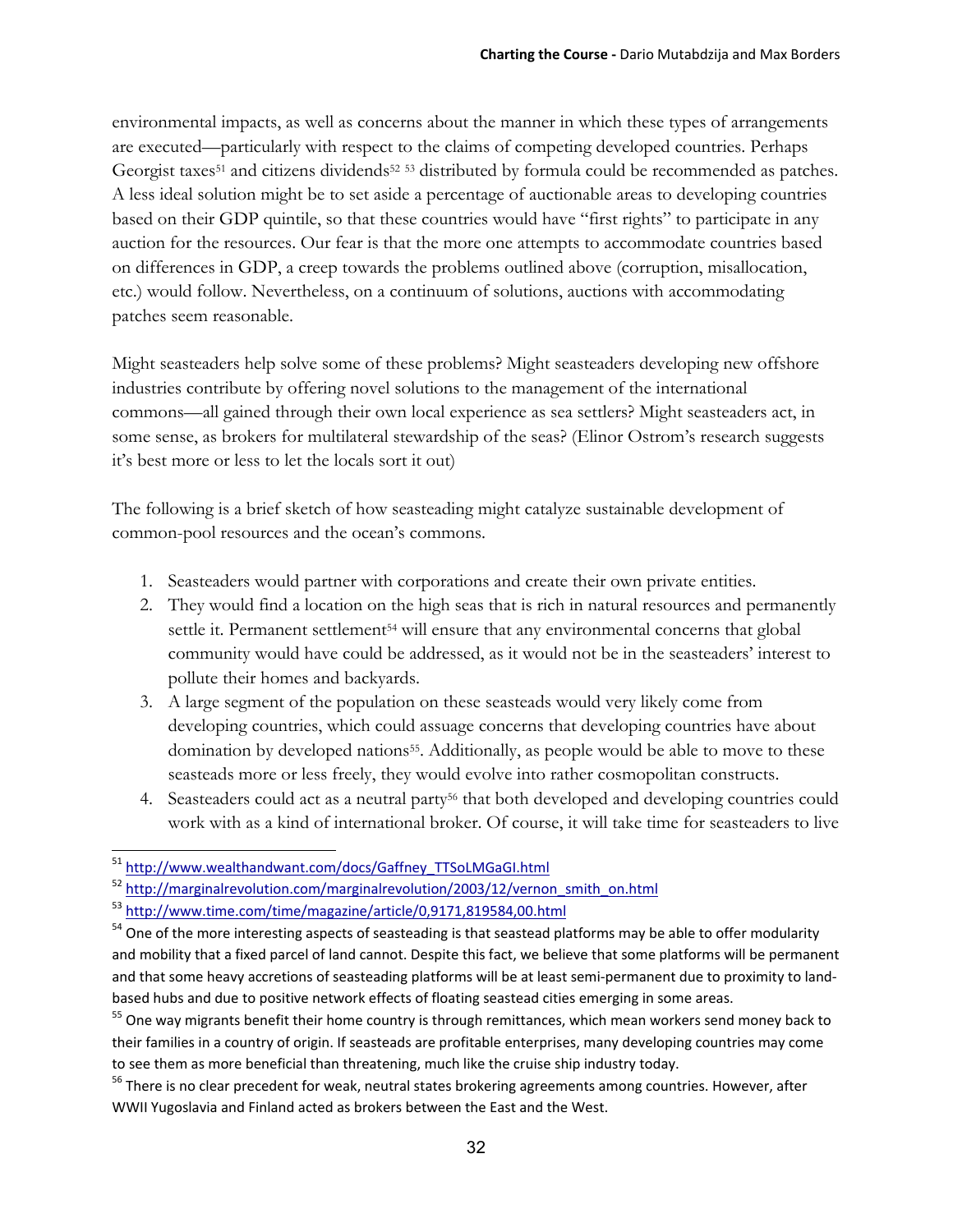environmental impacts, as well as concerns about the manner in which these types of arrangements are executed—particularly with respect to the claims of competing developed countries. Perhaps Georgist taxes[51] and citizens dividends[52] [53] distributed by formula could be recommended as patches. A less ideal solution might be to set aside a percentage of auctionable areas to developing countries based on their GDP quintile, so that these countries would have "first rights" to participate in any auction for the resources. Our fear is that the more one attempts to accommodate countries based on differences in GDP, a creep towards the problems outlined above (corruption, misallocation, etc.) would follow. Nevertheless, on a continuum of solutions, auctions with accommodating patches seem reasonable.

Might seasteaders help solve some of these problems? Might seasteaders developing new offshore industries contribute by offering novel solutions to the management of the international commons—all gained through their own local experience as sea settlers? Might seasteaders act, in some sense, as brokers for multilateral stewardship of the seas? (Elinor Ostrom's research suggests it's best more or less to let the locals sort it out)

The following is a brief sketch of how seasteading might catalyze sustainable development of common-pool resources and the ocean's commons.

1. Seasteaders would partner with corporations and create their own private entities.
2. They would find a location on the high seas that is rich in natural resources and permanently settle it. Permanent settlement[54] will ensure that any environmental concerns that global community would have could be addressed, as it would not be in the seasteaders' interest to pollute their homes and backyards.
3. A large segment of the population on these seasteads would very likely come from developing countries, which could assuage concerns that developing countries have about domination by developed nations[55]. Additionally, as people would be able to move to these seasteads more or less freely, they would evolve into rather cosmopolitan constructs.
4. Seasteaders could act as a neutral party[56] that both developed and developing countries could work with as a kind of international broker. Of course, it will take time for seasteaders to live

---

[51] http://www.wealthandwant.com/docs/Gaffney_TTSoLMGaGI.html

[52] http://marginalrevolution.com/marginalrevolution/2003/12/vernon_smith_on.html

[53] http://www.time.com/time/magazine/article/0,9171,819584,00.html

[54] One of the more interesting aspects of seasteading is that seastead platforms may be able to offer modularity and mobility that a fixed parcel of land cannot. Despite this fact, we believe that some platforms will be permanent and that some heavy accretions of seasteading platforms will be at least semi-permanent due to proximity to land-based hubs and due to positive network effects of floating seastead cities emerging in some areas.

[55] One way migrants benefit their home country is through remittances, which mean workers send money back to their families in a country of origin. If seasteads are profitable enterprises, many developing countries may come to see them as more beneficial than threatening, much like the cruise ship industry today.

[56] There is no clear precedent for weak, neutral states brokering agreements among countries. However, after WWII Yugoslavia and Finland acted as brokers between the East and the West.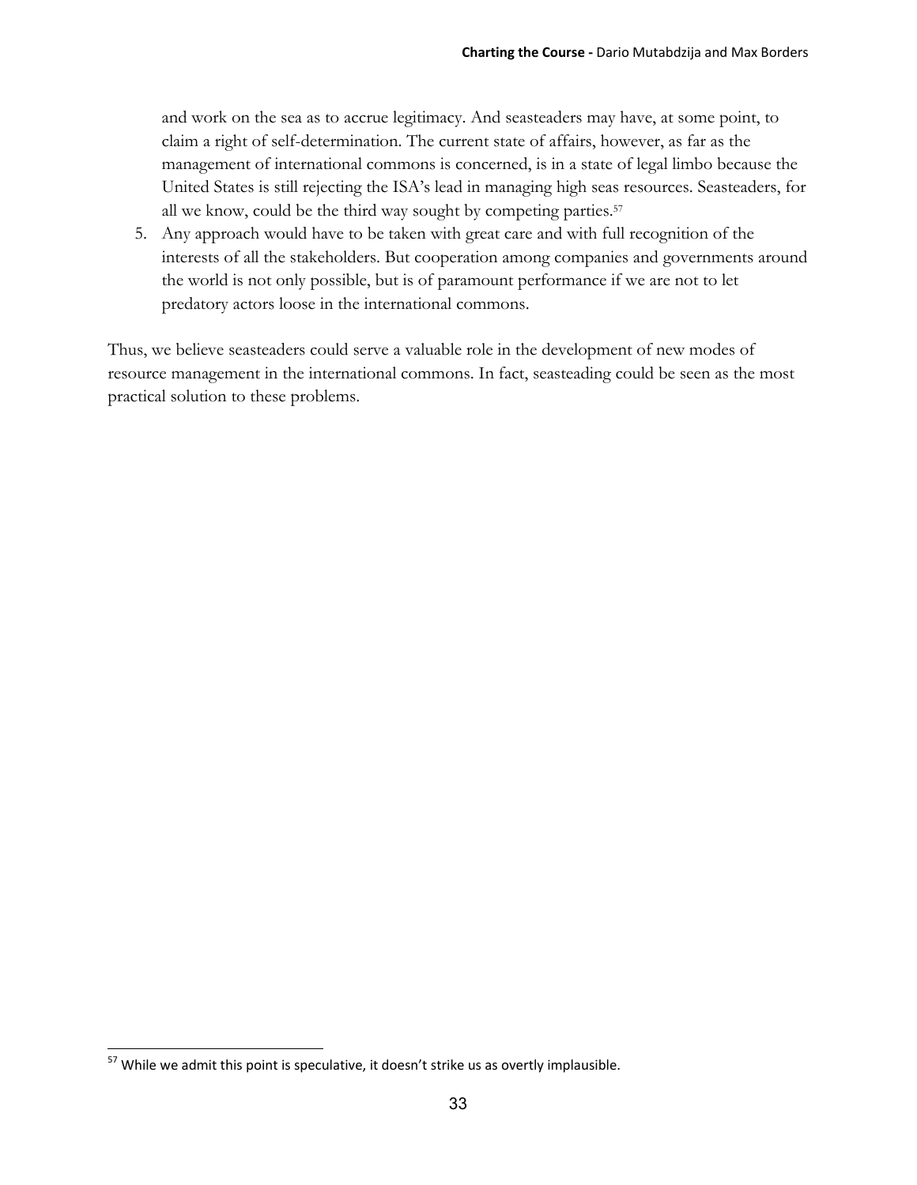and work on the sea as to accrue legitimacy. And seasteaders may have, at some point, to claim a right of self-determination. The current state of affairs, however, as far as the management of international commons is concerned, is in a state of legal limbo because the United States is still rejecting the ISA's lead in managing high seas resources. Seasteaders, for all we know, could be the third way sought by competing parties.[57]

5. Any approach would have to be taken with great care and with full recognition of the interests of all the stakeholders. But cooperation among companies and governments around the world is not only possible, but is of paramount performance if we are not to let predatory actors loose in the international commons.

Thus, we believe seasteaders could serve a valuable role in the development of new modes of resource management in the international commons. In fact, seasteading could be seen as the most practical solution to these problems.

[57] While we admit this point is speculative, it doesn't strike us as overtly implausible.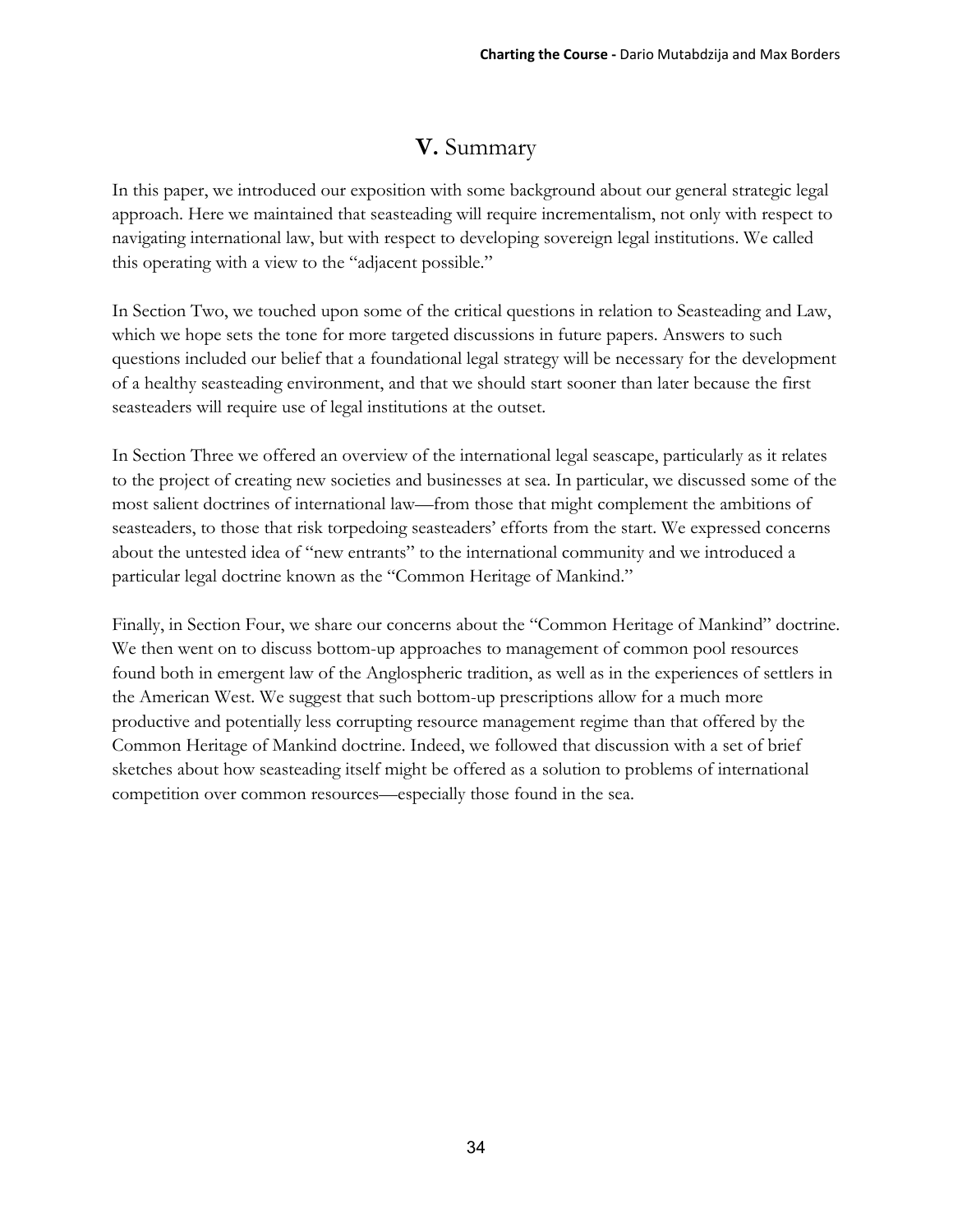## V. Summary

In this paper, we introduced our exposition with some background about our general strategic legal approach. Here we maintained that seasteading will require incrementalism, not only with respect to navigating international law, but with respect to developing sovereign legal institutions. We called this operating with a view to the "adjacent possible."

In Section Two, we touched upon some of the critical questions in relation to Seasteading and Law, which we hope sets the tone for more targeted discussions in future papers. Answers to such questions included our belief that a foundational legal strategy will be necessary for the development of a healthy seasteading environment, and that we should start sooner than later because the first seasteaders will require use of legal institutions at the outset.

In Section Three we offered an overview of the international legal seascape, particularly as it relates to the project of creating new societies and businesses at sea. In particular, we discussed some of the most salient doctrines of international law—from those that might complement the ambitions of seasteaders, to those that risk torpedoing seasteaders' efforts from the start. We expressed concerns about the untested idea of "new entrants" to the international community and we introduced a particular legal doctrine known as the "Common Heritage of Mankind."

Finally, in Section Four, we share our concerns about the "Common Heritage of Mankind" doctrine. We then went on to discuss bottom-up approaches to management of common pool resources found both in emergent law of the Anglospheric tradition, as well as in the experiences of settlers in the American West. We suggest that such bottom-up prescriptions allow for a much more productive and potentially less corrupting resource management regime than that offered by the Common Heritage of Mankind doctrine. Indeed, we followed that discussion with a set of brief sketches about how seasteading itself might be offered as a solution to problems of international competition over common resources—especially those found in the sea.